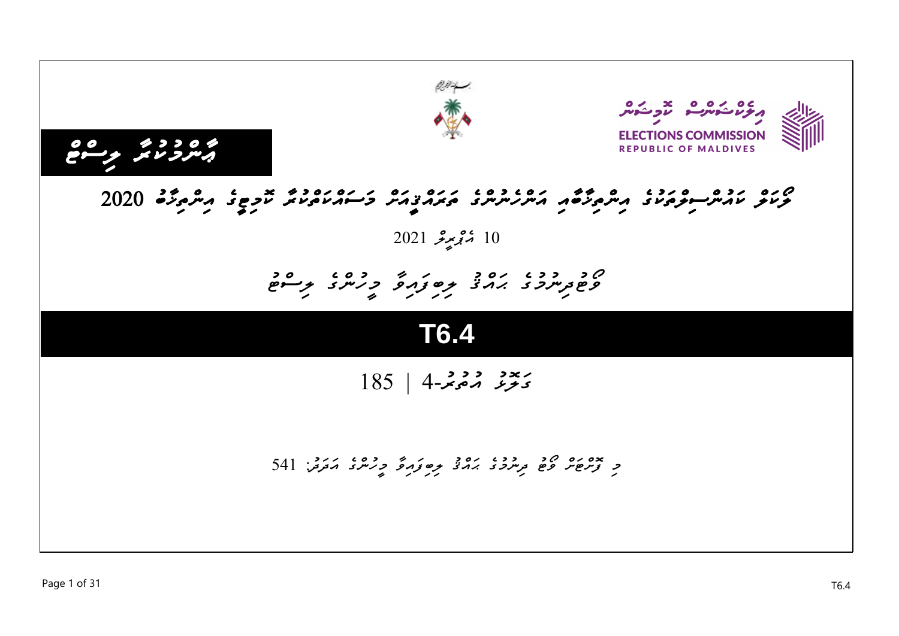**އާންމުކުރާ ލިސްޓު**

އިލެކްޝަންސް ކޮމިޝަން

ELECTIONS COMMISSION
REPUBLIC OF MALDIVES

# ލޯކަލް ކައުންސިލްތަކުގެ އިންތިޚާބާއި އަންހެނުންގެ ތަރައްޤީއަށް މަސައްކަތްކުރާ ކޮމިޓީގެ އިންތިޚާބު 2020

10 އޭޕްރީލް 2021

## ވޯޓުދިނުމުގެ ހައްޤު ލިބިފައިވާ މީހުންގެ ލިސްޓު

# T6.4

ގަދޫ އުތީމު-4 | 185

މި ފޮށްޓަށް ވޯޓު ދިނުމުގެ ހައްޤު ލިބިފައިވާ މީހުންގެ އަދަދު: 541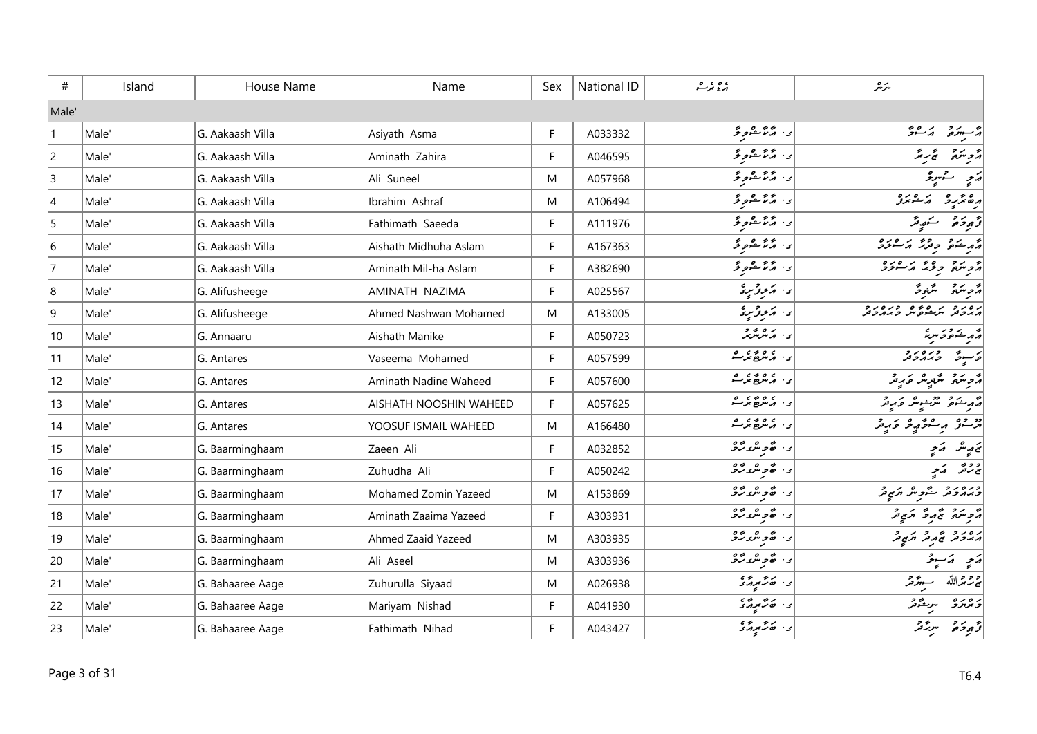| # | Island | House Name | Name | Sex | National ID | ގެއްގެ ނަން | ނަން |
|---|---|---|---|---|---|---|---|
| Male' | | | | | | | |
| 1 | Male' | G. Aakaash Villa | Asiyath Asma | F | A033332 | ގ. އާކާޝްވިލާ | އާސިޔަތު އަސްމާ |
| 2 | Male' | G. Aakaash Villa | Aminath Zahira | F | A046595 | ގ. އާކާޝްވިލާ | އާމިނަތު ޒާހިރާ |
| 3 | Male' | G. Aakaash Villa | Ali Suneel | M | A057968 | ގ. އާކާޝްވިލާ | އަލީ ސުނީލް |
| 4 | Male' | G. Aakaash Villa | Ibrahim Ashraf | M | A106494 | ގ. އާކާޝްވިލާ | އިބްރާހީމް އަޝްރަފް |
| 5 | Male' | G. Aakaash Villa | Fathimath Saeeda | F | A111976 | ގ. އާކާޝްވިލާ | ފާތިމަތު ސައީދާ |
| 6 | Male' | G. Aakaash Villa | Aishath Midhuha Aslam | F | A167363 | ގ. އާކާޝްވިލާ | އާއިޝަތު މިދުހާ އަސްލަމް |
| 7 | Male' | G. Aakaash Villa | Aminath Mil-ha Aslam | F | A382690 | ގ. އާކާޝްވިލާ | އާމިނަތު މިލްހާ އަސްލަމް |
| 8 | Male' | G. Alifusheege | AMINATH NAZIMA | F | A025567 | ގ. އަލިފުށީގެ | އާމިނަތު ނާޒިމާ |
| 9 | Male' | G. Alifusheege | Ahmed Nashwan Mohamed | M | A133005 | ގ. އަލިފުށީގެ | އަހްމަދު ނަޝްވާން މުހައްމަދު |
| 10 | Male' | G. Annaaru | Aishath Manike | F | A050723 | ގ. އަންނާރު | އާއިޝަތުމަނިކެ |
| 11 | Male' | G. Antares | Vaseema Mohamed | F | A057599 | ގ. އެންޓެރެސް | ވަސީމާ މުހައްމަދު |
| 12 | Male' | G. Antares | Aminath Nadine Waheed | F | A057600 | ގ. އެންޓެރެސް | އާމިނަތު ނާދީން ވަހީދު |
| 13 | Male' | G. Antares | AISHATH NOOSHIN WAHEED | F | A057625 | ގ. އެންޓެރެސް | އާއިޝަތު ނޫޝިން ވަހީދު |
| 14 | Male' | G. Antares | YOOSUF ISMAIL WAHEED | M | A166480 | ގ. އެންޓެރެސް | ޔޫސުފް އިސްމާއީލް ވަހީދު |
| 15 | Male' | G. Baarminghaam | Zaeen Ali | F | A032852 | ގ. ބާރމިންގްހާމް | ޒައީން އަލީ |
| 16 | Male' | G. Baarminghaam | Zuhudha Ali | F | A050242 | ގ. ބާރމިންގްހާމް | ޒުހުދާ އަލީ |
| 17 | Male' | G. Baarminghaam | Mohamed Zomin Yazeed | M | A153869 | ގ. ބާރމިންގްހާމް | މުހައްމަދު ޒޯމިން ޔަޒީދު |
| 18 | Male' | G. Baarminghaam | Aminath Zaaima Yazeed | F | A303931 | ގ. ބާރމިންގްހާމް | އާމިނަތު ޒާއިމާ ޔަޒީދު |
| 19 | Male' | G. Baarminghaam | Ahmed Zaaid Yazeed | M | A303935 | ގ. ބާރމިންގްހާމް | އަހްމަދު ޒާއިދު ޔަޒީދު |
| 20 | Male' | G. Baarminghaam | Ali Aseel | M | A303936 | ގ. ބާރމިންގްހާމް | އަލީ އަސީލް |
| 21 | Male' | G. Bahaaree Aage | Zuhurulla Siyaad | M | A026938 | ގ. ބަހާރީއާގެ | ޒުހުރުﷲ ސިޔާދު |
| 22 | Male' | G. Bahaaree Aage | Mariyam Nishad | F | A041930 | ގ. ބަހާރީއާގެ | މަރިޔަމް ނިޝާދު |
| 23 | Male' | G. Bahaaree Aage | Fathimath Nihad | F | A043427 | ގ. ބަހާރީއާގެ | ފާތިމަތު ނިހާދު |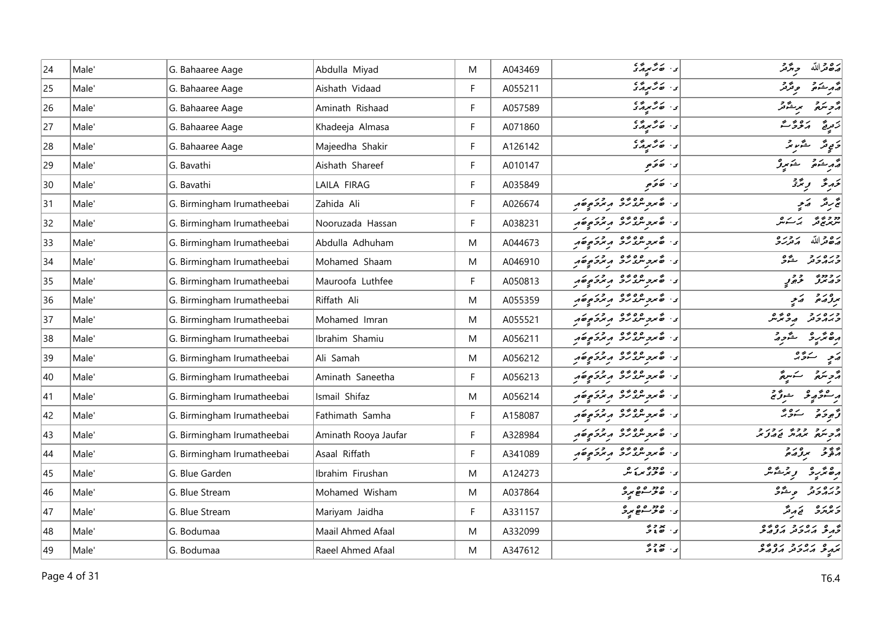| | | | | | | | |
|---|---|---|---|---|---|---|---|
| 24 | Male' | G. Bahaaree Aage | Abdulla Miyad | M | A043469 | ގ. ބަހާރީއާގެ | އަބްދުﷲ މިޔާދު |
| 25 | Male' | G. Bahaaree Aage | Aishath Vidaad | F | A055211 | ގ. ބަހާރީއާގެ | އާއިޝަތު ވިދާދު |
| 26 | Male' | G. Bahaaree Aage | Aminath Rishaad | F | A057589 | ގ. ބަހާރީއާގެ | އާމިނަތު ރިޝާދު |
| 27 | Male' | G. Bahaaree Aage | Khadeeja Almasa | F | A071860 | ގ. ބަހާރީއާގެ | ޚަދީޖާ އަލްމާސާ |
| 28 | Male' | G. Bahaaree Aage | Majeedha Shakir | F | A126142 | ގ. ބަހާރީއާގެ | މަޖީދާ ޝާކިރު |
| 29 | Male' | G. Bavathi | Aishath Shareef | F | A010147 | ގ. ބަވަތި | އާއިޝަތު ޝަރީފު |
| 30 | Male' | G. Bavathi | LAILA FIRAG | F | A035849 | ގ. ބަވަތި | ލައިލާ ފިރާގު |
| 31 | Male' | G. Birmingham Irumatheebai | Zahida Ali | F | A026674 | ގ. ބާރމިންގަމް އިރުމަތީބައި | ޒާހިދާ އަލި |
| 32 | Male' | G. Birmingham Irumatheebai | Nooruzada Hassan | F | A038231 | ގ. ބާރމިންގަމް އިރުމަތީބައި | ނޫރުޒާދާ ހަސަން |
| 33 | Male' | G. Birmingham Irumatheebai | Abdulla Adhuham | M | A044673 | ގ. ބާރމިންގަމް އިރުމަތީބައި | އަބްދުﷲ އަދުހަމް |
| 34 | Male' | G. Birmingham Irumatheebai | Mohamed Shaam | M | A046910 | ގ. ބާރމިންގަމް އިރުމަތީބައި | މުހައްމަދު ޝާމް |
| 35 | Male' | G. Birmingham Irumatheebai | Mauroofa Luthfee | F | A050813 | ގ. ބާރމިންގަމް އިރުމަތީބައި | މައުރޫފާ ލުތުފީ |
| 36 | Male' | G. Birmingham Irumatheebai | Riffath Ali | M | A055359 | ގ. ބާރމިންގަމް އިރުމަތީބައި | ރިފްއަތު އަލި |
| 37 | Male' | G. Birmingham Irumatheebai | Mohamed Imran | M | A055521 | ގ. ބާރމިންގަމް އިރުމަތީބައި | މުހައްމަދު އިމްރާން |
| 38 | Male' | G. Birmingham Irumatheebai | Ibrahim Shamiu | M | A056211 | ގ. ބާރމިންގަމް އިރުމަތީބައި | އިބްރާހީމް ޝާމިއު |
| 39 | Male' | G. Birmingham Irumatheebai | Ali Samah | M | A056212 | ގ. ބާރމިންގަމް އިރުމަތީބައި | އަލި ސަމާހް |
| 40 | Male' | G. Birmingham Irumatheebai | Aminath Saneetha | F | A056213 | ގ. ބާރމިންގަމް އިރުމަތީބައި | އާމިނަތު ސަނީތާ |
| 41 | Male' | G. Birmingham Irumatheebai | Ismail Shifaz | M | A056214 | ގ. ބާރމިންގަމް އިރުމަތީބައި | އިސްމާޢީލް ޝިފާޒް |
| 42 | Male' | G. Birmingham Irumatheebai | Fathimath Samha | F | A158087 | ގ. ބާރމިންގަމް އިރުމަތީބައި | ފާތިމަތު ސަމްހާ |
| 43 | Male' | G. Birmingham Irumatheebai | Aminath Rooya Jaufar | F | A328984 | ގ. ބާރމިންގަމް އިރުމަތީބައި | އާމިނަތު ރުޢުޔާ ޖައުފަރު |
| 44 | Male' | G. Birmingham Irumatheebai | Asaal Riffath | F | A341089 | ގ. ބާރމިންގަމް އިރުމަތީބައި | އަޞާލް ރިފްއަތު |
| 45 | Male' | G. Blue Garden | Ibrahim Firushan | M | A124273 | ގ. ބްލޫގާރޑަން | އިބްރާހީމް ފިރުޝާން |
| 46 | Male' | G. Blue Stream | Mohamed Wisham | M | A037864 | ގ. ބްލޫސްޓްރީމް | މުހައްމަދު ވިޝާމް |
| 47 | Male' | G. Blue Stream | Mariyam Jaidha | F | A331157 | ގ. ބްލޫސްޓްރީމް | މަރިޔަމް ޖައިދާ |
| 48 | Male' | G. Bodumaa | Maail Ahmed Afaal | M | A332099 | ގ. ބޮޑުމާ | މާއިލް އަހްމަދު އަފްޢާލް |
| 49 | Male' | G. Bodumaa | Raeel Ahmed Afaal | M | A347612 | ގ. ބޮޑުމާ | ރައީލް އަހްމަދު އަފްޢާލް |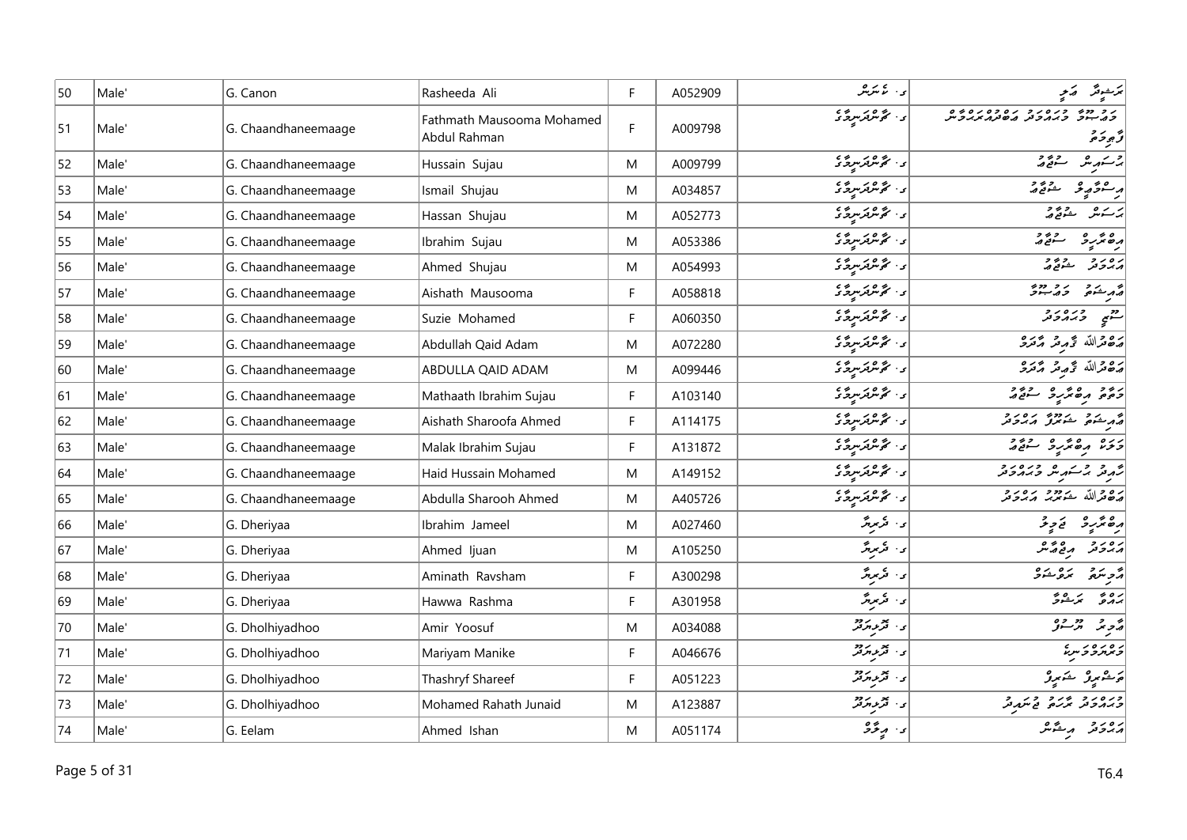| | | | | | | | |
|---|---|---|---|---|---|---|---|
| 50 | Male' | G. Canon | Rasheeda Ali | F | A052909 | ގ. ކެނަން | ރަޝީދާ ޢަލީ |
| 51 | Male' | G. Chaandhaneemaage | Fathmath Mausooma Mohamed Abdul Rahman | F | A009798 | ގ. ޗާނދަނީމާގެ | ފާތިމަތު މައުޞޫމާ މުޙައްމަދު ޢަބްދުއްރަޙްމާން |
| 52 | Male' | G. Chaandhaneemaage | Hussain Sujau | M | A009799 | ގ. ޗާނދަނީމާގެ | ޙުސައިން ސުޖާއު |
| 53 | Male' | G. Chaandhaneemaage | Ismail Shujau | M | A034857 | ގ. ޗާނދަނީމާގެ | އިސްމާޢީލް ޝުޖާޢު |
| 54 | Male' | G. Chaandhaneemaage | Hassan Shujau | M | A052773 | ގ. ޗާނދަނީމާގެ | ޙަސަން ޝުޖާޢު |
| 55 | Male' | G. Chaandhaneemaage | Ibrahim Sujau | M | A053386 | ގ. ޗާނދަނީމާގެ | އިބްރާހިމް ސުޖާއު |
| 56 | Male' | G. Chaandhaneemaage | Ahmed Shujau | M | A054993 | ގ. ޗާނދަނީމާގެ | އަޙްމަދު ޝުޖާޢު |
| 57 | Male' | G. Chaandhaneemaage | Aishath Mausooma | F | A058818 | ގ. ޗާނދަނީމާގެ | ޢާއިޝަތު މައުޞޫމާ |
| 58 | Male' | G. Chaandhaneemaage | Suzie Mohamed | F | A060350 | ގ. ޗާނދަނީމާގެ | ސޫޒީ މުޙައްމަދު |
| 59 | Male' | G. Chaandhaneemaage | Abdullah Qaid Adam | M | A072280 | ގ. ޗާނދަނީމާގެ | ޢަބްދުﷲ ޤާއިދު އާދަމް |
| 60 | Male' | G. Chaandhaneemaage | ABDULLA QAID ADAM | M | A099446 | ގ. ޗާނދަނީމާގެ | ޢަބްދުﷲ ޤާއިދު އާދަމް |
| 61 | Male' | G. Chaandhaneemaage | Mathaath Ibrahim Sujau | F | A103140 | ގ. ޗާނދަނީމާގެ | މަތާތް އިބްރާހިމް ސުޖާއު |
| 62 | Male' | G. Chaandhaneemaage | Aishath Sharoofa Ahmed | F | A114175 | ގ. ޗާނދަނީމާގެ | ޢާއިޝަތު ޝަރޫފާ އަޙްމަދު |
| 63 | Male' | G. Chaandhaneemaage | Malak Ibrahim Sujau | F | A131872 | ގ. ޗާނދަނީމާގެ | މަލަކް އިބްރާހިމް ސުޖާއު |
| 64 | Male' | G. Chaandhaneemaage | Haid Hussain Mohamed | M | A149152 | ގ. ޗާނދަނީމާގެ | ހާއިދު ޙުސައިން މުޙައްމަދު |
| 65 | Male' | G. Chaandhaneemaage | Abdulla Sharooh Ahmed | M | A405726 | ގ. ޗާނދަނީމާގެ | ޢަބްދުﷲ ޝަރޫޙް އަޙްމަދު |
| 66 | Male' | G. Dheriyaa | Ibrahim Jameel | M | A027460 | ގ.ދެރިޔާ | އިބްރާހިމް ޖަމީލް |
| 67 | Male' | G. Dheriyaa | Ahmed Ijuan | M | A105250 | ގ. ދެރިޔާ | އަޙްމަދު އިޖުއާން |
| 68 | Male' | G. Dheriyaa | Aminath Ravsham | F | A300298 | ގ. ދެރިޔާ | އާމިނަތު ރަވްޝަމް |
| 69 | Male' | G. Dheriyaa | Hawwa Rashma | F | A301958 | ގ. ދެރިޔާ | ޙައްވާ ރަޝްމާ |
| 70 | Male' | G. Dholhiyadhoo | Amir Yoosuf | M | A034088 | ގ. ދޮޅިޔަދޫ | އާމިރު ޔޫސުފް |
| 71 | Male' | G. Dholhiyadhoo | Mariyam Manike | F | A046676 | ގ. ދޮޅިޔަދޫ | މަރިޔަމް މަނިކެ |
| 72 | Male' | G. Dholhiyadhoo | Thashryf Shareef | F | A051223 | ގ. ދޮޅިޔަދޫ | ތަޝްރީފް ޝަރީފް |
| 73 | Male' | G. Dholhiyadhoo | Mohamed Rahath Junaid | M | A123887 | ގ. ދޮޅިޔަދޫ | މުޙައްމަދު ރަހަތު ޖުނައިދު |
| 74 | Male' | G. Eelam | Ahmed Ishan | M | A051174 | ގ. އީލާމް | އަޙްމަދު އިޝާން |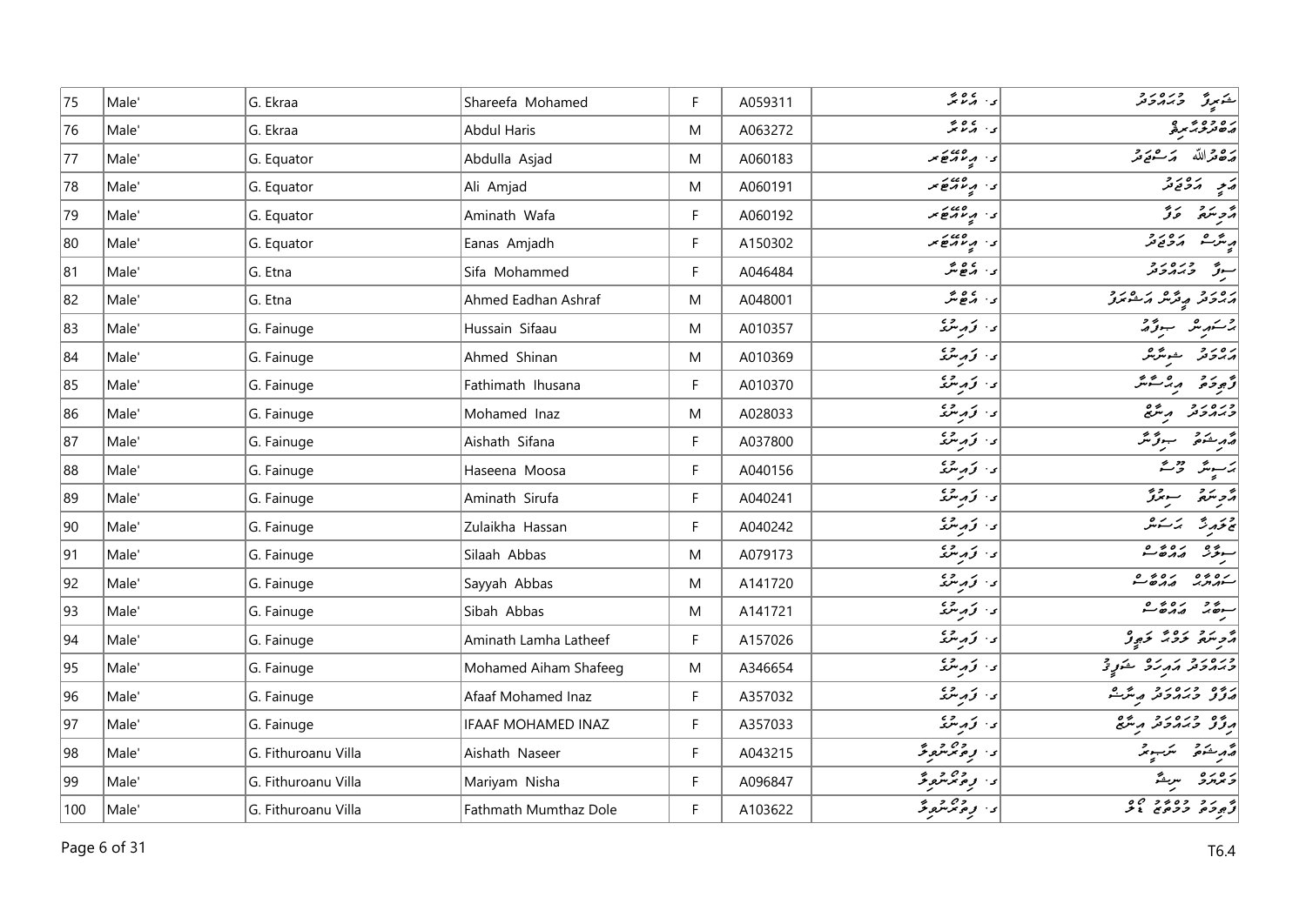| | | | | | | | |
|---|---|---|---|---|---|---|---|
| 75 | Male' | G. Ekraa | Shareefa Mohamed | F | A059311 | ގ. އެކްރާ | ޝަރީފާ މުޙައްމަދު |
| 76 | Male' | G. Ekraa | Abdul Haris | M | A063272 | ގ. އެކްރާ | އަބްދުލްހާރިސް |
| 77 | Male' | G. Equator | Abdulla Asjad | M | A060183 | ގ. އިކުއޭޓަރ | އަބްދުﷲ އަސްޖަދު |
| 78 | Male' | G. Equator | Ali Amjad | M | A060191 | ގ. އިކުއޭޓަރ | އަލި އަމްޖަދު |
| 79 | Male' | G. Equator | Aminath Wafa | F | A060192 | ގ. އިކުއޭޓަރ | އާމިނަތު ވަފާ |
| 80 | Male' | G. Equator | Eanas Amjadh | F | A150302 | ގ. އިކުއޭޓަރ | އީނާސް އަމްޖަދު |
| 81 | Male' | G. Etna | Sifa Mohammed | F | A046484 | ގ. އެޓްނާ | ސިފާ މުޙައްމަދު |
| 82 | Male' | G. Etna | Ahmed Eadhan Ashraf | M | A048001 | ގ. އެޓްނާ | އަޙްމަދު އީދަން އަޝްރަފް |
| 83 | Male' | G. Fainuge | Hussain Sifaau | M | A010357 | ގ. ފައިނުގެ | ޙުސައިން ސިފާއު |
| 84 | Male' | G. Fainuge | Ahmed Shinan | M | A010369 | ގ. ފައިނުގެ | އަޙްމަދު ޝިނާން |
| 85 | Male' | G. Fainuge | Fathimath Ihusana | F | A010370 | ގ. ފައިނުގެ | ފާތިމަތު އިހުސާނާ |
| 86 | Male' | G. Fainuge | Mohamed Inaz | M | A028033 | ގ. ފައިނުގެ | މުޙައްމަދު އިނާޒް |
| 87 | Male' | G. Fainuge | Aishath Sifana | F | A037800 | ގ. ފައިނުގެ | އާއިޝަތު ސިފާނާ |
| 88 | Male' | G. Fainuge | Haseena Moosa | F | A040156 | ގ. ފައިނުގެ | ހަސީނާ މޫސާ |
| 89 | Male' | G. Fainuge | Aminath Sirufa | F | A040241 | ގ. ފައިނުގެ | އާމިނަތު ސިރުފާ |
| 90 | Male' | G. Fainuge | Zulaikha Hassan | F | A040242 | ގ. ފައިނުގެ | ޒުލައިޚާ ހަސަން |
| 91 | Male' | G. Fainuge | Silaah Abbas | M | A079173 | ގ. ފައިނުގެ | ސިލާހް އައްބާސް |
| 92 | Male' | G. Fainuge | Sayyah Abbas | M | A141720 | ގ. ފައިނުގެ | ސައްޔާހް އައްބާސް |
| 93 | Male' | G. Fainuge | Sibah Abbas | M | A141721 | ގ. ފައިނުގެ | ސިބާހް އައްބާސް |
| 94 | Male' | G. Fainuge | Aminath Lamha Latheef | F | A157026 | ގ. ފައިނުގެ | އާމިނަތު ލަމްހާ ލަޠީފް |
| 95 | Male' | G. Fainuge | Mohamed Aiham Shafeeg | M | A346654 | ގ. ފައިނުގެ | މުޙައްމަދު އައިހަމް ޝަފީގު |
| 96 | Male' | G. Fainuge | Afaaf Mohamed Inaz | F | A357032 | ގ. ފައިނުގެ | އަފާފް މުޙައްމަދު އިނާޒް |
| 97 | Male' | G. Fainuge | IFAAF MOHAMED INAZ | F | A357033 | ގ. ފައިނުގެ | އިފާފް މުޙައްމަދު އިނާޒް |
| 98 | Male' | G. Fithuroanu Villa | Aishath Naseer | F | A043215 | ގ. ފިތުރޯނުވިލާ | އާއިޝަތު ނަސީރު |
| 99 | Male' | G. Fithuroanu Villa | Mariyam Nisha | F | A096847 | ގ. ފިތުރޯނުވިލާ | މަރިޔަމް ނިޝާ |
| 100 | Male' | G. Fithuroanu Villa | Fathmath Mumthaz Dole | F | A103622 | ގ. ފިތުރޯނުވިލާ | ފާތިމަތު މުމްތާޒް ޑޯލް |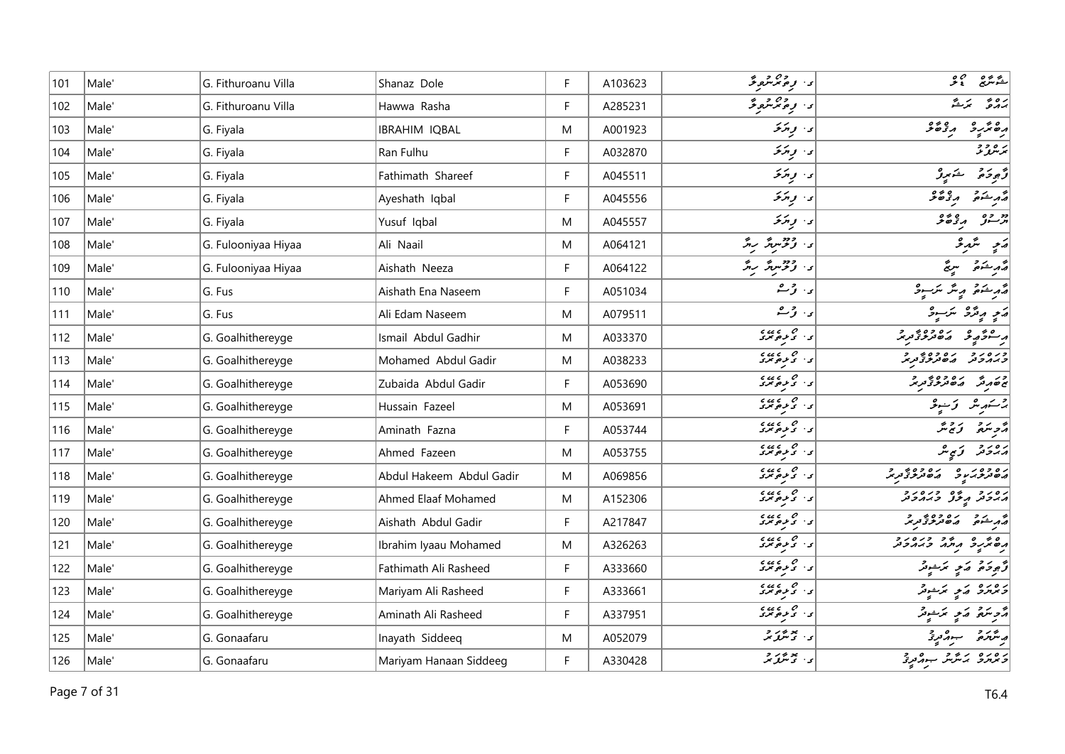| | | | | | | | |
|---|---|---|---|---|---|---|---|
| 101 | Male' | G. Fithuroanu Villa | Shanaz Dole | F | A103623 | ގ. ފިތުރޯނުވިލާ | ޝާނާޒް ޑޯލް |
| 102 | Male' | G. Fithuroanu Villa | Hawwa Rasha | F | A285231 | ގ. ފިތުރޯނުވިލާ | ހައްވާ ރަޝާ |
| 103 | Male' | G. Fiyala | IBRAHIM IQBAL | M | A001923 | ގ. ފިޔަލަ | އިބްރާހީމް އިޤްބާލް |
| 104 | Male' | G. Fiyala | Ran Fulhu | F | A032870 | ގ. ފިޔަލަ | ރަންފުޅު |
| 105 | Male' | G. Fiyala | Fathimath Shareef | F | A045511 | ގ. ފިޔަލަ | ފާތިމަތު ޝަރީފް |
| 106 | Male' | G. Fiyala | Ayeshath Iqbal | F | A045556 | ގ. ފިޔަލަ | އާއިޝަތު އިޤްބާލް |
| 107 | Male' | G. Fiyala | Yusuf Iqbal | M | A045557 | ގ. ފިޔަލަ | ޔޫސުފް އިޤްބާލް |
| 108 | Male' | G. Fulooniyaa Hiyaa | Ali Naail | M | A064121 | ގ. ފުލޫނިޔާ ހިޔާ | އަލި ނާއިލް |
| 109 | Male' | G. Fulooniyaa Hiyaa | Aishath Neeza | F | A064122 | ގ. ފުލޫނިޔާ ހިޔާ | އާއިޝަތު ނީޒާ |
| 110 | Male' | G. Fus | Aishath Ena Naseem | F | A051034 | ގ. ފުސް | އާއިޝަތު އީނާ ނަސީމް |
| 111 | Male' | G. Fus | Ali Edam Naseem | M | A079511 | ގ. ފުސް | އަލި އީދަމް ނަސީމް |
| 112 | Male' | G. Goalhithereyge | Ismail Abdul Gadhir | M | A033370 | ގ. ގޯޅިތެރެގެ | އިސްމާއިލް އަބްދުލްގާދިރު |
| 113 | Male' | G. Goalhithereyge | Mohamed Abdul Gadir | M | A038233 | ގ. ގޯޅިތެރެގެ | މުހައްމަދު އަބްދުލްގާދިރު |
| 114 | Male' | G. Goalhithereyge | Zubaida Abdul Gadir | F | A053690 | ގ. ގޯޅިތެރެގެ | ޒުބައިދާ އަބްދުލްގާދިރު |
| 115 | Male' | G. Goalhithereyge | Hussain Fazeel | M | A053691 | ގ. ގޯޅިތެރެގެ | ހުސައިން ފަޒީލް |
| 116 | Male' | G. Goalhithereyge | Aminath Fazna | F | A053744 | ގ. ގޯޅިތެރެގެ | އާމިނަތު ފަޒްނާ |
| 117 | Male' | G. Goalhithereyge | Ahmed Fazeen | M | A053755 | ގ. ގޯޅިތެރެގެ | އަހުމަދު ފަޒީން |
| 118 | Male' | G. Goalhithereyge | Abdul Hakeem Abdul Gadir | M | A069856 | ގ. ގޯޅިތެރެގެ | އަބްދުލްހަކީމް އަބްދުލްގާދިރު |
| 119 | Male' | G. Goalhithereyge | Ahmed Elaaf Mohamed | M | A152306 | ގ. ގޯޅިތެރެގެ | އަހުމަދު އިލާފް މުހައްމަދު |
| 120 | Male' | G. Goalhithereyge | Aishath Abdul Gadir | F | A217847 | ގ. ގޯޅިތެރެގެ | އާއިޝަތު އަބްދުލްގާދިރު |
| 121 | Male' | G. Goalhithereyge | Ibrahim Iyaau Mohamed | M | A326263 | ގ. ގޯޅިތެރެގެ | އިބްރާހީމް އިޔާއު މުހައްމަދު |
| 122 | Male' | G. Goalhithereyge | Fathimath Ali Rasheed | F | A333660 | ގ. ގޯޅިތެރެގެ | ފާތިމަތު އަލި ރަޝީދު |
| 123 | Male' | G. Goalhithereyge | Mariyam Ali Rasheed | F | A333661 | ގ. ގޯޅިތެރެގެ | މަރިޔަމް އަލި ރަޝީދު |
| 124 | Male' | G. Goalhithereyge | Aminath Ali Rasheed | F | A337951 | ގ. ގޯޅިތެރެގެ | އާމިނަތު އަލި ރަޝީދު |
| 125 | Male' | G. Gonaafaru | Inayath Siddeeq | M | A052079 | ގ. ގޮނާފަރު | އިނާޔަތު ސިއްދީޤު |
| 126 | Male' | G. Gonaafaru | Mariyam Hanaan Siddeeg | F | A330428 | ގ. ގޮނާފަރު | މަރިޔަމް ހަނާން ސިއްދީޤު |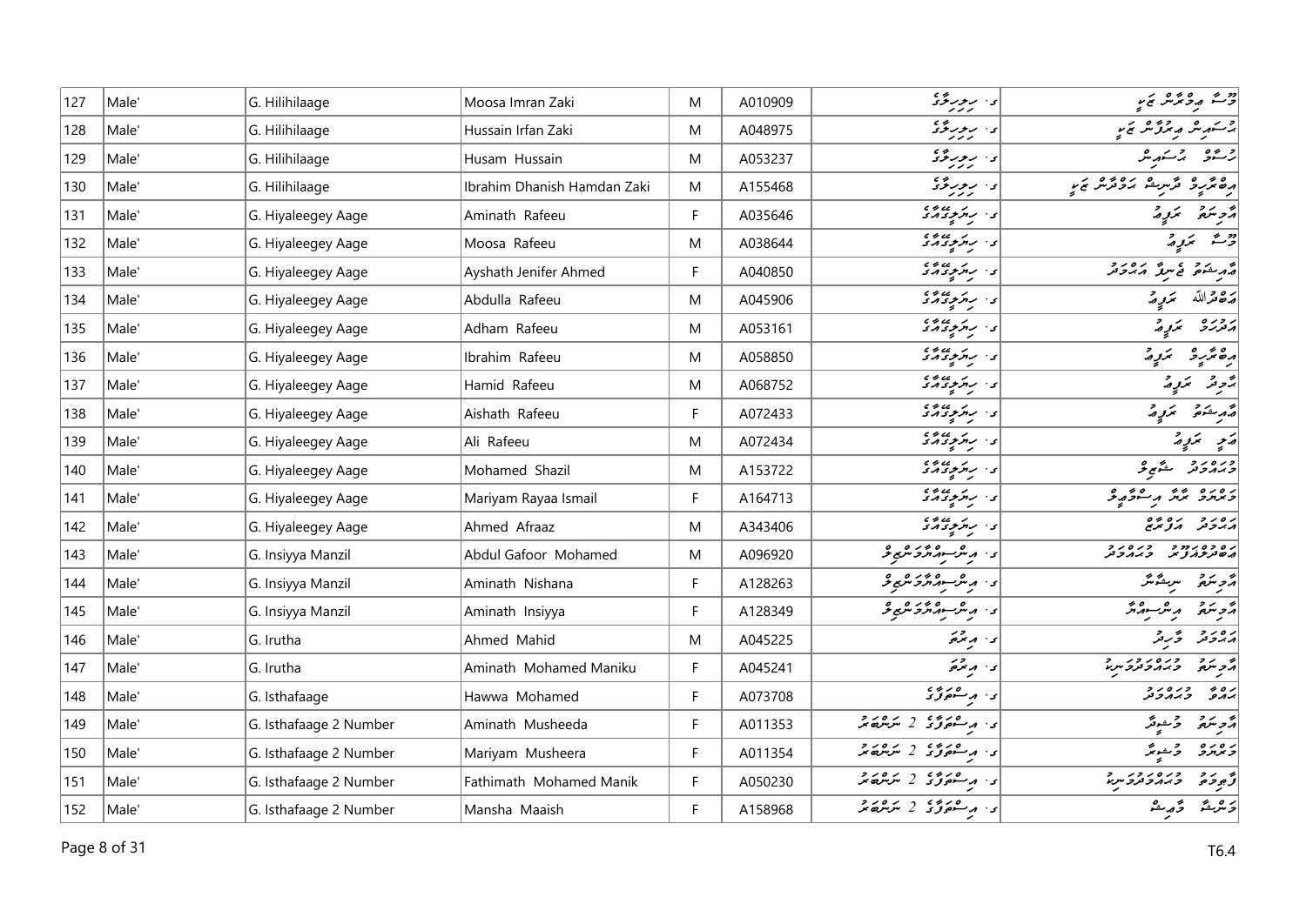| | | | | | | | |
|---|---|---|---|---|---|---|---|
| 127 | Male' | G. Hilihilaage | Moosa Imran Zaki | M | A010909 | ގ. ހިލިހިލާގެ | މޫސާ އިމްރާން ޒަކީ |
| 128 | Male' | G. Hilihilaage | Hussain Irfan Zaki | M | A048975 | ގ. ހިލިހިލާގެ | ހުސައިން އިރުފާން ޒަކީ |
| 129 | Male' | G. Hilihilaage | Husam Hussain | M | A053237 | ގ. ހިލިހިލާގެ | ހުސާމް ހުސައިން |
| 130 | Male' | G. Hilihilaage | Ibrahim Dhanish Hamdan Zaki | M | A155468 | ގ. ހިލިހިލާގެ | އިބްރާހީމް ދާނިޝް ހަމްދާން ޒަކީ |
| 131 | Male' | G. Hiyaleegey Aage | Aminath Rafeeu | F | A035646 | ގ. ހިޔަލީގޭއާގެ | އާމިނަތު ރަފީއު |
| 132 | Male' | G. Hiyaleegey Aage | Moosa Rafeeu | M | A038644 | ގ. ހިޔަލީގޭއާގެ | މޫސާ ރަފީއު |
| 133 | Male' | G. Hiyaleegey Aage | Ayshath Jenifer Ahmed | F | A040850 | ގ. ހިޔަލީގޭއާގެ | އާއިޝަތު ޖެނިފާ އަހުމަދު |
| 134 | Male' | G. Hiyaleegey Aage | Abdulla Rafeeu | M | A045906 | ގ. ހިޔަލީގޭއާގެ | އަބްދުﷲ ރަފީއު |
| 135 | Male' | G. Hiyaleegey Aage | Adham Rafeeu | M | A053161 | ގ. ހިޔަލީގޭއާގެ | އަދުހަމް ރަފީއު |
| 136 | Male' | G. Hiyaleegey Aage | Ibrahim Rafeeu | M | A058850 | ގ. ހިޔަލީގޭއާގެ | އިބްރާހީމް ރަފީއު |
| 137 | Male' | G. Hiyaleegey Aage | Hamid Rafeeu | M | A068752 | ގ. ހިޔަލީގޭއާގެ | ހާމިދު ރަފީއު |
| 138 | Male' | G. Hiyaleegey Aage | Aishath Rafeeu | F | A072433 | ގ. ހިޔަލީގޭއާގެ | އާއިޝަތު ރަފީއު |
| 139 | Male' | G. Hiyaleegey Aage | Ali Rafeeu | M | A072434 | ގ. ހިޔަލީގޭއާގެ | އަލީ ރަފީއު |
| 140 | Male' | G. Hiyaleegey Aage | Mohamed Shazil | M | A153722 | ގ. ހިޔަލީގޭއާގެ | މުހައްމަދު ޝާޒިލް |
| 141 | Male' | G. Hiyaleegey Aage | Mariyam Rayaa Ismail | F | A164713 | ގ. ހިޔަލީގޭއާގެ | މަރިޔަމް ރަޔާ އިސްމާޢީލް |
| 142 | Male' | G. Hiyaleegey Aage | Ahmed Afraaz | M | A343406 | ގ. ހިޔަލީގޭއާގެ | އަހުމަދު އަފްރާޒް |
| 143 | Male' | G. Insiyya Manzil | Abdul Gafoor Mohamed | M | A096920 | ގ. އިންސިއްޔާމަންޒިލް | އަބްދުލްޣަފޫރު މުހައްމަދު |
| 144 | Male' | G. Insiyya Manzil | Aminath Nishana | F | A128263 | ގ. އިންސިއްޔާމަންޒިލް | އާމިނަތު ނިޝާނާ |
| 145 | Male' | G. Insiyya Manzil | Aminath Insiyya | F | A128349 | ގ. އިންސިއްޔާމަންޒިލް | އާމިނަތު އިންސިއްޔާ |
| 146 | Male' | G. Irutha | Ahmed Mahid | M | A045225 | ގ. އިރުތަ | އަހުމަދު މާހިދު |
| 147 | Male' | G. Irutha | Aminath Mohamed Maniku | F | A045241 | ގ. އިރުތަ | އާމިނަތު މުހައްމަދުމަނިކު |
| 148 | Male' | G. Isthafaage | Hawwa Mohamed | F | A073708 | ގ. އިސްތަފާގެ | ހައްވާ މުހައްމަދު |
| 149 | Male' | G. Isthafaage 2 Number | Aminath Musheeda | F | A011353 | ގ. އިސްތަފާގެ 2 ނަންބަރު | އާމިނަތު މުޝީދާ |
| 150 | Male' | G. Isthafaage 2 Number | Mariyam Musheera | F | A011354 | ގ. އިސްތަފާގެ 2 ނަންބަރު | މަރިޔަމް މުޝީރާ |
| 151 | Male' | G. Isthafaage 2 Number | Fathimath Mohamed Manik | F | A050230 | ގ. އިސްތަފާގެ 2 ނަންބަރު | ފާތިމަތު މުހައްމަދުމަނިކު |
| 152 | Male' | G. Isthafaage 2 Number | Mansha Maaish | F | A158968 | ގ. އިސްތަފާގެ 2 ނަންބަރު | މަންޝާ މާއިޝް |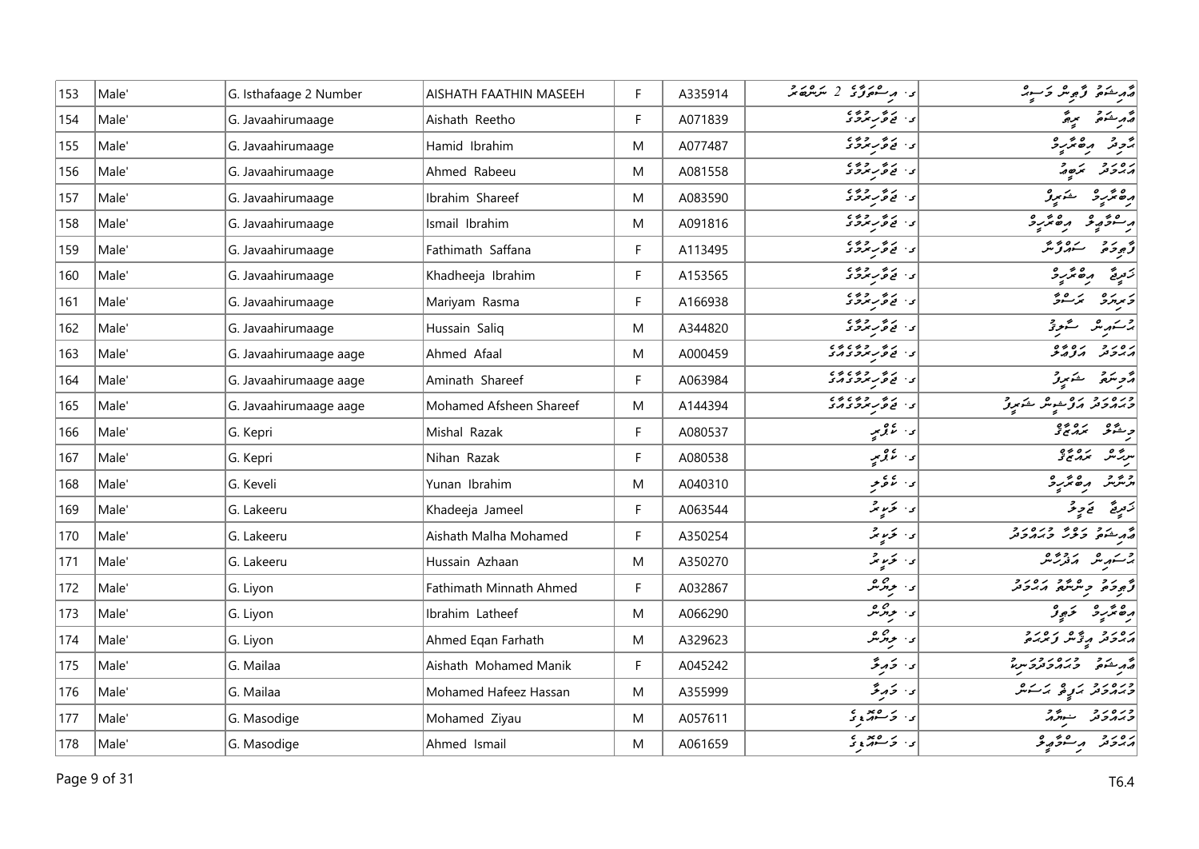| | | | | | | | |
|---|---|---|---|---|---|---|---|
| 153 | Male' | G. Isthafaage 2 Number | AISHATH FAATHIN MASEEH | F | A335914 | ގ. އިސްތަފާގެ 2 ނަންބަރު | އާއިޝަތު ފާތިން މަސީހު |
| 154 | Male' | G. Javaahirumaage | Aishath Reetho | F | A071839 | ގ. ޖަވާހިރުމާގެ | އާއިޝަތު ރީތޯ |
| 155 | Male' | G. Javaahirumaage | Hamid Ibrahim | M | A077487 | ގ. ޖަވާހިރުމާގެ | ހާމިދު އިބްރާހިމް |
| 156 | Male' | G. Javaahirumaage | Ahmed Rabeeu | M | A081558 | ގ. ޖަވާހިރުމާގެ | އަހުމަދު ރަބީއު |
| 157 | Male' | G. Javaahirumaage | Ibrahim Shareef | M | A083590 | ގ. ޖަވާހިރުމާގެ | އިބްރާހިމް ޝަރީފު |
| 158 | Male' | G. Javaahirumaage | Ismail Ibrahim | M | A091816 | ގ. ޖަވާހިރުމާގެ | އިސްމާއީލް އިބްރާހިމް |
| 159 | Male' | G. Javaahirumaage | Fathimath Saffana | F | A113495 | ގ. ޖަވާހިރުމާގެ | ފާތިމަތު ސައްފާނާ |
| 160 | Male' | G. Javaahirumaage | Khadheeja Ibrahim | F | A153565 | ގ. ޖަވާހިރުމާގެ | ޚަދީޖާ އިބްރާހިމް |
| 161 | Male' | G. Javaahirumaage | Mariyam Rasma | F | A166938 | ގ. ޖަވާހިރުމާގެ | މަރިޔަމް ރަސްމާ |
| 162 | Male' | G. Javaahirumaage | Hussain Saliq | M | A344820 | ގ. ޖަވާހިރުމާގެ | ހުސައިން ސާލިޤު |
| 163 | Male' | G. Javaahirumaage aage | Ahmed Afaal | M | A000459 | ގ. ޖަވާހިރުމާގެއާގެ | އަހުމަދު އަފްއާލު |
| 164 | Male' | G. Javaahirumaage aage | Aminath Shareef | F | A063984 | ގ. ޖަވާހިރުމާގެއާގެ | އާމިނަތު ޝަރީފު |
| 165 | Male' | G. Javaahirumaage aage | Mohamed Afsheen Shareef | M | A144394 | ގ. ޖަވާހިރުމާގެއާގެ | މުހައްމަދު އަފްޝީން ޝަރީފު |
| 166 | Male' | G. Kepri | Mishal Razak | F | A080537 | ގ. ކެޕްރީ | މިޝާލް ރައްޒާޤު |
| 167 | Male' | G. Kepri | Nihan Razak | F | A080538 | ގ. ކެޕްރީ | ނިހާން ރައްޒާޤު |
| 168 | Male' | G. Keveli | Yunan Ibrahim | M | A040310 | ގ. ކެވެލި | ޔޫނާން އިބްރާހިމް |
| 169 | Male' | G. Lakeeru | Khadeeja Jameel | F | A063544 | ގ. ލަކީރު | ޚަދީޖާ ޖަމީލް |
| 170 | Male' | G. Lakeeru | Aishath Malha Mohamed | F | A350254 | ގ. ލަކީރު | އާއިޝަތު މަލްހާ މުހައްމަދު |
| 171 | Male' | G. Lakeeru | Hussain Azhaan | M | A350270 | ގ. ލަކީރު | ހުސައިން އަޒްހާން |
| 172 | Male' | G. Liyon | Fathimath Minnath Ahmed | F | A032867 | ގ. ލިޔޮން | ފާތިމަތު މިންނަތު އަހުމަދު |
| 173 | Male' | G. Liyon | Ibrahim Latheef | M | A066290 | ގ. ލިޔޮން | އިބްރާހިމް ލަތީފު |
| 174 | Male' | G. Liyon | Ahmed Eqan Farhath | M | A329623 | ގ. ލިޔޮން | އަހުމަދު އީޤާން ފަރުހަތު |
| 175 | Male' | G. Mailaa | Aishath Mohamed Manik | F | A045242 | ގ. މައިލާ | އާއިޝަތު މުހައްމަދުމަނިކު |
| 176 | Male' | G. Mailaa | Mohamed Hafeez Hassan | M | A355999 | ގ. މައިލާ | މުހައްމަދު ހަފީޒު ހަސަން |
| 177 | Male' | G. Masodige | Mohamed Ziyau | M | A057611 | ގ. މަސޯދިގެ | މުހައްމަދު ޒިޔާއު |
| 178 | Male' | G. Masodige | Ahmed Ismail | M | A061659 | ގ. މަސޯދިގެ | އަހުމަދު އިސްމާއީލް |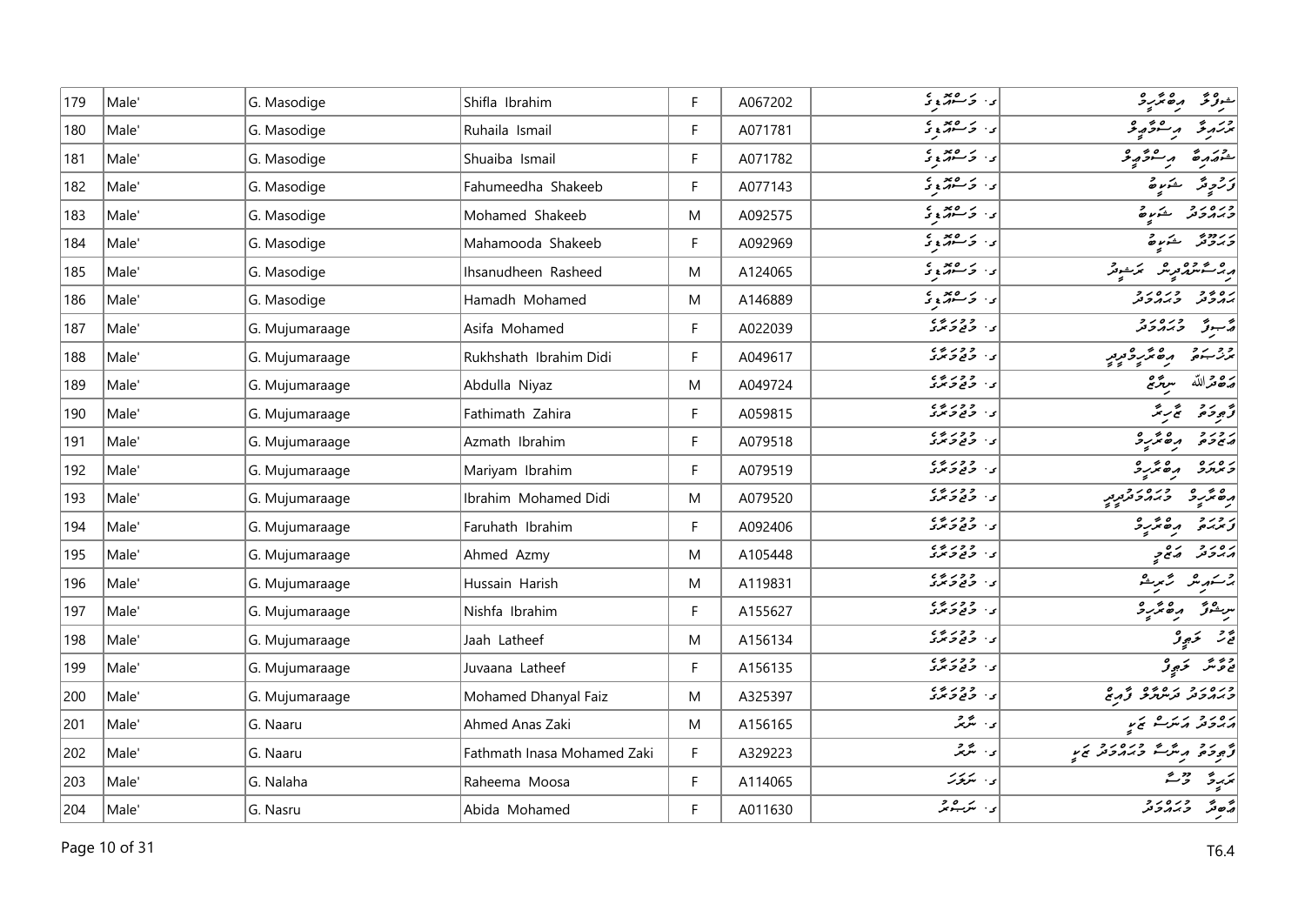| | | | | | | | |
|---|---|---|---|---|---|---|---|
| 179 | Male' | G. Masodige | Shifla Ibrahim | F | A067202 | ގ. މަސޯދިގެ | ޝިފްލާ އިބްރާހީމް |
| 180 | Male' | G. Masodige | Ruhaila Ismail | F | A071781 | ގ. މަސޯދިގެ | ރުހައިލާ އިސްމާއީލް |
| 181 | Male' | G. Masodige | Shuaiba Ismail | F | A071782 | ގ. މަސޯދިގެ | ޝުޢައިބާ އިސްމާއީލް |
| 182 | Male' | G. Masodige | Fahumeedha Shakeeb | F | A077143 | ގ. މަސޯދިގެ | ފަހުމީދާ ޝަކީބް |
| 183 | Male' | G. Masodige | Mohamed Shakeeb | M | A092575 | ގ. މަސޯދިގެ | މުޙައްމަދު ޝަކީބް |
| 184 | Male' | G. Masodige | Mahamooda Shakeeb | F | A092969 | ގ. މަސޯދިގެ | މަޙްމޫދާ ޝަކީބް |
| 185 | Male' | G. Masodige | Ihsanudheen Rasheed | M | A124065 | ގ. މަސޯދިގެ | އިޙްސާނުއްދީން ރަޝީދު |
| 186 | Male' | G. Masodige | Hamadh Mohamed | M | A146889 | ގ. މަސޯދިގެ | ހަމާދު މުޙައްމަދު |
| 187 | Male' | G. Mujumaraage | Asifa Mohamed | F | A022039 | ގ. މުޖުމަރާގެ | އާސިފާ މުޙައްމަދު |
| 188 | Male' | G. Mujumaraage | Rukhshath Ibrahim Didi | F | A049617 | ގ. މުޖުމަރާގެ | ރުޚްޝަތު އިބްރާހީމްދީދީ |
| 189 | Male' | G. Mujumaraage | Abdulla Niyaz | M | A049724 | ގ. މުޖުމަރާގެ | އަބްދުﷲ ނިޔާޒް |
| 190 | Male' | G. Mujumaraage | Fathimath Zahira | F | A059815 | ގ. މުޖުމަރާގެ | ފާތިމަތު ޒާހިރާ |
| 191 | Male' | G. Mujumaraage | Azmath Ibrahim | F | A079518 | ގ. މުޖުމަރާގެ | އަޒްމަތު އިބްރާހީމް |
| 192 | Male' | G. Mujumaraage | Mariyam Ibrahim | F | A079519 | ގ. މުޖުމަރާގެ | މަރިޔަމް އިބްރާހީމް |
| 193 | Male' | G. Mujumaraage | Ibrahim Mohamed Didi | M | A079520 | ގ. މުޖުމަރާގެ | އިބްރާހީމް މުޙައްމަދުދީދީ |
| 194 | Male' | G. Mujumaraage | Faruhath Ibrahim | F | A092406 | ގ. މުޖުމަރާގެ | ފަރުހަތު އިބްރާހީމް |
| 195 | Male' | G. Mujumaraage | Ahmed Azmy | M | A105448 | ގ. މުޖުމަރާގެ | އަޙްމަދު އަޒްމީ |
| 196 | Male' | G. Mujumaraage | Hussain Harish | M | A119831 | ގ. މުޖުމަރާގެ | ޙުސައިން ހާރިޝް |
| 197 | Male' | G. Mujumaraage | Nishfa Ibrahim | F | A155627 | ގ. މުޖުމަރާގެ | ނިޝްފާ އިބްރާހީމް |
| 198 | Male' | G. Mujumaraage | Jaah Latheef | M | A156134 | ގ. މުޖުމަރާގެ | ޖާހު ލަޠީފް |
| 199 | Male' | G. Mujumaraage | Juvaana Latheef | F | A156135 | ގ. މުޖުމަރާގެ | ޖުވާނާ ލަޠީފް |
| 200 | Male' | G. Mujumaraage | Mohamed Dhanyal Faiz | M | A325397 | ގ. މުޖުމަރާގެ | މުޙައްމަދުދަންޔާލް ފާއިޒް |
| 201 | Male' | G. Naaru | Ahmed Anas Zaki | M | A156165 | ގ. ނާރު | އަޙްމަދު އަނަސް ޒަކީ |
| 202 | Male' | G. Naaru | Fathmath Inasa Mohamed Zaki | F | A329223 | ގ. ނާރު | ފާތިމަތު އިނާސާ މުޙައްމަދު ޒަކީ |
| 203 | Male' | G. Nalaha | Raheema Moosa | F | A114065 | ގ. ނަލަހަ | ރަހީމާ މޫސާ |
| 204 | Male' | G. Nasru | Abida Mohamed | F | A011630 | ގ. ނަސްރު | އާބިދާ މުޙައްމަދު |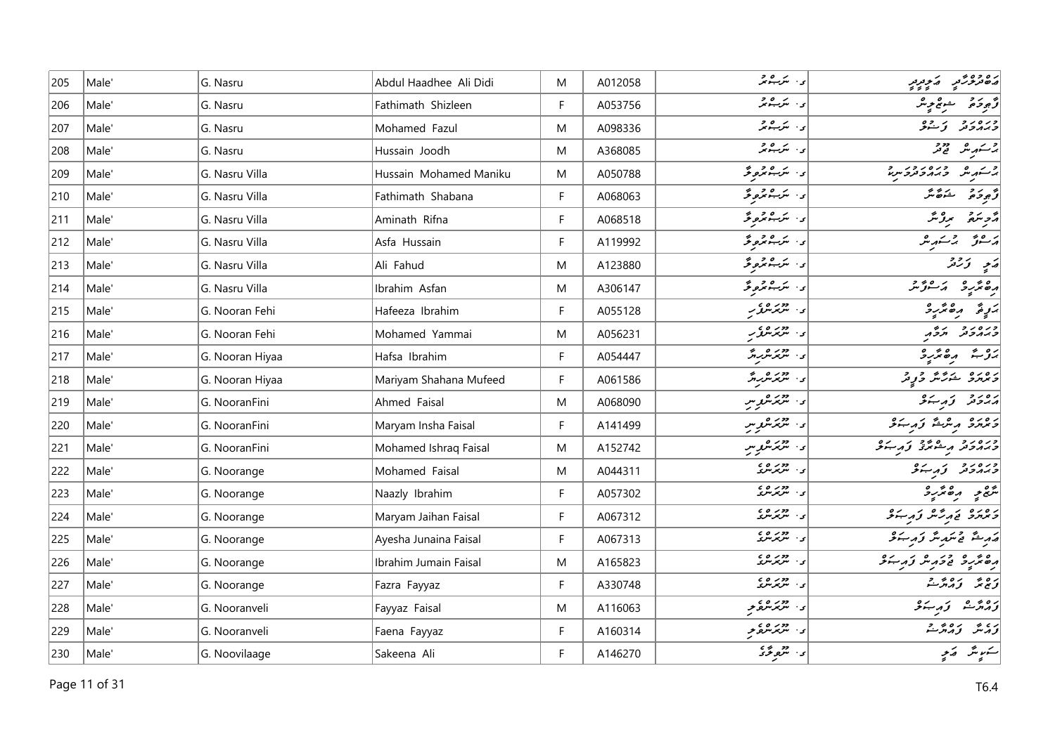| | | | | | | | |
|---|---|---|---|---|---|---|---|
| 205 | Male' | G. Nasru | Abdul Haadhee Ali Didi | M | A012058 | ގ. ނަސްރު | އަބްދުލްހާދީ އަލިދީދީ |
| 206 | Male' | G. Nasru | Fathimath Shizleen | F | A053756 | ގ. ނަސްރު | ފާތިމަތު ޝިޒްލީން |
| 207 | Male' | G. Nasru | Mohamed Fazul | M | A098336 | ގ. ނަސްރު | މުޙައްމަދު ފަޟުލު |
| 208 | Male' | G. Nasru | Hussain Joodh | M | A368085 | ގ. ނަސްރު | ހުސައިން ޖޫދު |
| 209 | Male' | G. Nasru Villa | Hussain Mohamed Maniku | M | A050788 | ގ. ނަސްރުވިލާ | ހުސައިން މުޙައްމަދުމަނިކު |
| 210 | Male' | G. Nasru Villa | Fathimath Shabana | F | A068063 | ގ. ނަސްރުވިލާ | ފާތިމަތު ޝަބާނާ |
| 211 | Male' | G. Nasru Villa | Aminath Rifna | F | A068518 | ގ. ނަސްރުވިލާ | އާމިނަތު ރިފްނާ |
| 212 | Male' | G. Nasru Villa | Asfa Hussain | F | A119992 | ގ. ނަސްރުވިލާ | އަސްފާ ހުސައިން |
| 213 | Male' | G. Nasru Villa | Ali Fahud | M | A123880 | ގ. ނަސްރުވިލާ | އަލި ފަހުދު |
| 214 | Male' | G. Nasru Villa | Ibrahim Asfan | M | A306147 | ގ. ނަސްރުވިލާ | އިބްރާހިމް އަސްފާން |
| 215 | Male' | G. Nooran Fehi | Hafeeza Ibrahim | F | A055128 | ގ. ނޫރަންފެހި | ހަފީޒާ އިބްރާހިމް |
| 216 | Male' | G. Nooran Fehi | Mohamed Yammai | M | A056231 | ގ. ނޫރަންފެހި | މުޙައްމަދު ޔައްމައި |
| 217 | Male' | G. Nooran Hiyaa | Hafsa Ibrahim | F | A054447 | ގ. ނޫރަންހިޔާ | ހަފްސާ އިބްރާހިމް |
| 218 | Male' | G. Nooran Hiyaa | Mariyam Shahana Mufeed | F | A061586 | ގ. ނޫރަންހިޔާ | މަރިޔަމް ޝަހާނާ މުފީދު |
| 219 | Male' | G. NooranFini | Ahmed Faisal | M | A068090 | ގ. ނޫރަންފިނި | އަޙްމަދު ފައިސަލް |
| 220 | Male' | G. NooranFini | Maryam Insha Faisal | F | A141499 | ގ. ނޫރަންފިނި | މަރްޔަމް އިންޝާ ފައިސަލް |
| 221 | Male' | G. NooranFini | Mohamed Ishraq Faisal | M | A152742 | ގ. ނޫރަންފިނި | މުޙައްމަދު އިޝްރާޤު ފައިސަލް |
| 222 | Male' | G. Noorange | Mohamed Faisal | M | A044311 | ގ. ނޫރަންޖް | މުޙައްމަދު ފައިސަލް |
| 223 | Male' | G. Noorange | Naazly Ibrahim | F | A057302 | ގ. ނޫރަންޖް | ނާޒްލީ އިބްރާހިމް |
| 224 | Male' | G. Noorange | Maryam Jaihan Faisal | F | A067312 | ގ. ނޫރަންޖް | މަރްޔަމް ޖައިހާން ފައިސަލް |
| 225 | Male' | G. Noorange | Ayesha Junaina Faisal | F | A067313 | ގ. ނޫރަންޖް | އައިޝާ ޖުނައިނާ ފައިސަލް |
| 226 | Male' | G. Noorange | Ibrahim Jumain Faisal | M | A165823 | ގ. ނޫރަންޖް | އިބްރާހިމް ޖުމައިން ފައިސަލް |
| 227 | Male' | G. Noorange | Fazra Fayyaz | F | A330748 | ގ. ނޫރަންޖް | ފަޒްރާ ފައްޔާޒް |
| 228 | Male' | G. Nooranveli | Fayyaz Faisal | M | A116063 | ގ. ނޫރަންވެލި | ފައްޔާޒް ފައިސަލް |
| 229 | Male' | G. Nooranveli | Faena Fayyaz | F | A160314 | ގ. ނޫރަންވެލި | ފައެނާ ފައްޔާޒް |
| 230 | Male' | G. Noovilaage | Sakeena Ali | F | A146270 | ގ. ނޫވިލާގެ | ސަކީނާ އަލި |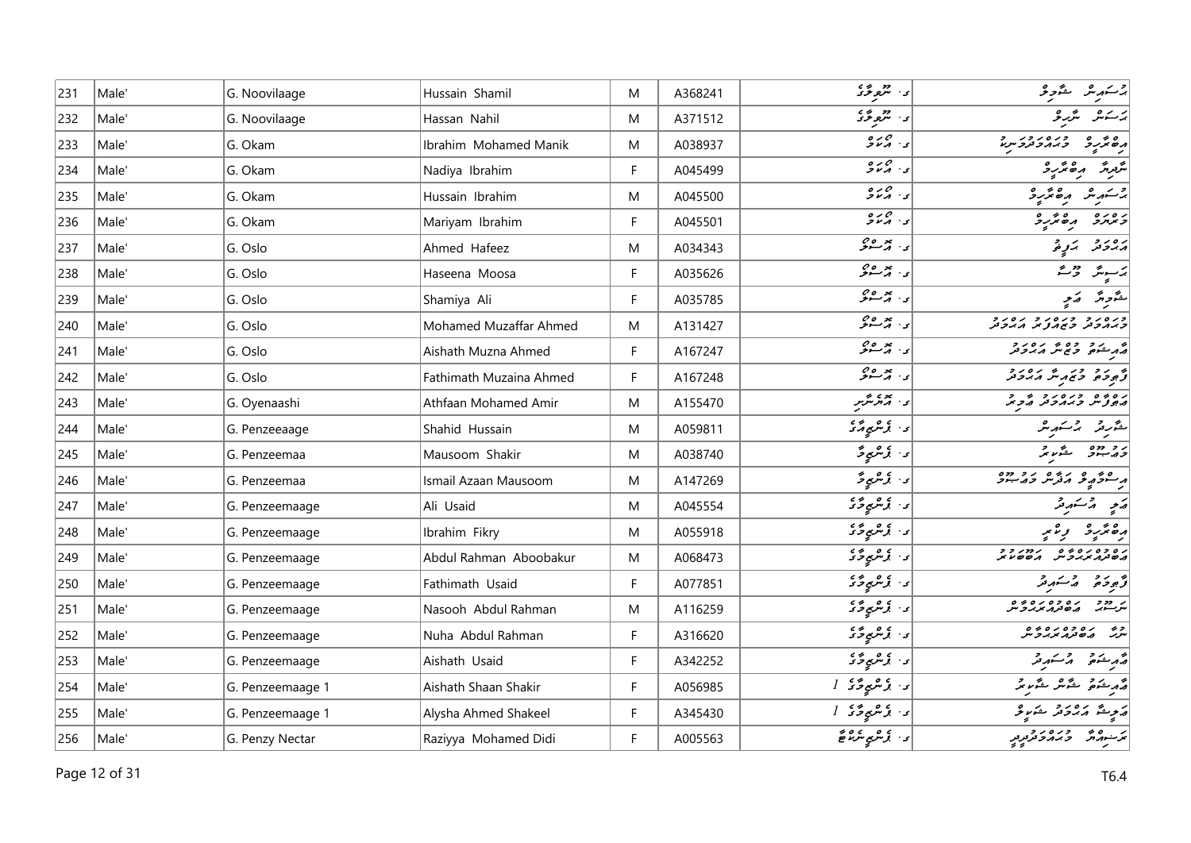| | | | | | | | |
|---|---|---|---|---|---|---|---|
| 231 | Male' | G. Noovilaage | Hussain Shamil | M | A368241 | ގ. ނޫވިލާގެ | ހުސައިން ޝާމިލް |
| 232 | Male' | G. Noovilaage | Hassan Nahil | M | A371512 | ގ. ނޫވިލާގެ | ހަސަން ނާހިލް |
| 233 | Male' | G. Okam | Ibrahim Mohamed Manik | M | A038937 | ގ. އޯކަމް | އިބްރާހިމް މުހައްމަދުމަނިކު |
| 234 | Male' | G. Okam | Nadiya Ibrahim | F | A045499 | ގ. އޯކަމް | ނާދިޔާ އިބްރާހިމް |
| 235 | Male' | G. Okam | Hussain Ibrahim | M | A045500 | ގ. އޯކަމް | ހުސައިން އިބްރާހިމް |
| 236 | Male' | G. Okam | Mariyam Ibrahim | F | A045501 | ގ. އޯކަމް | މަރިޔަމް އިބްރާހިމް |
| 237 | Male' | G. Oslo | Ahmed Hafeez | M | A034343 | ގ. އޮސްލޯ | އަހުމަދު ހަފީޒު |
| 238 | Male' | G. Oslo | Haseena Moosa | F | A035626 | ގ. އޮސްލޯ | ހަސީނާ މޫސާ |
| 239 | Male' | G. Oslo | Shamiya Ali | F | A035785 | ގ. އޮސްލޯ | ޝާމިޔާ އަލި |
| 240 | Male' | G. Oslo | Mohamed Muzaffar Ahmed | M | A131427 | ގ. އޮސްލޯ | މުހައްމަދު މުޒައްފަރު އަހުމަދު |
| 241 | Male' | G. Oslo | Aishath Muzna Ahmed | F | A167247 | ގ. އޮސްލޯ | އައިޝަތު މުޒްނާ އަހުމަދު |
| 242 | Male' | G. Oslo | Fathimath Muzaina Ahmed | F | A167248 | ގ. އޮސްލޯ | ފާތިމަތު މުޒައިނާ އަހުމަދު |
| 243 | Male' | G. Oyenaashi | Athfaan Mohamed Amir | M | A155470 | ގ. އޮޔެނާށި | އަތުފާން މުހައްމަދު އާމިރު |
| 244 | Male' | G. Penzeeaage | Shahid Hussain | M | A059811 | ގ. ޕެންޒީއާގެ | ޝާހިދު ހުސައިން |
| 245 | Male' | G. Penzeemaa | Mausoom Shakir | M | A038740 | ގ. ޕެންޒީމާ | މައުސޫމް ޝާކިރު |
| 246 | Male' | G. Penzeemaa | Ismail Azaan Mausoom | M | A147269 | ގ. ޕެންޒީމާ | އިސްމާއީލް އަޒާން މައުސޫމް |
| 247 | Male' | G. Penzeemaage | Ali Usaid | M | A045554 | ގ. ޕެންޒީމާގެ | އަލި އުސައިދު |
| 248 | Male' | G. Penzeemaage | Ibrahim Fikry | M | A055918 | ގ. ޕެންޒީމާގެ | އިބްރާހިމް ފިކްރީ |
| 249 | Male' | G. Penzeemaage | Abdul Rahman Aboobakur | M | A068473 | ގ. ޕެންޒީމާގެ | އަބްދުއްރަޙްމާން އަބޫބަކުރު |
| 250 | Male' | G. Penzeemaage | Fathimath Usaid | F | A077851 | ގ. ޕެންޒީމާގެ | ފާތިމަތު އުސައިދު |
| 251 | Male' | G. Penzeemaage | Nasooh Abdul Rahman | M | A116259 | ގ. ޕެންޒީމާގެ | ނަސޫޙް އަބްދުއްރަޙްމާން |
| 252 | Male' | G. Penzeemaage | Nuha Abdul Rahman | F | A316620 | ގ. ޕެންޒީމާގެ | ނުހާ އަބްދުއްރަޙްމާން |
| 253 | Male' | G. Penzeemaage | Aishath Usaid | F | A342252 | ގ. ޕެންޒީމާގެ | އައިޝަތު އުސައިދު |
| 254 | Male' | G. Penzeemaage 1 | Aishath Shaan Shakir | F | A056985 | ގ. ޕެންޒީމާގެ 1 | އައިޝަތު ޝާން ޝާކިރު |
| 255 | Male' | G. Penzeemaage 1 | Alysha Ahmed Shakeel | F | A345430 | ގ. ޕެންޒީމާގެ 1 | އަލީޝާ އަހުމަދު ޝަކީލް |
| 256 | Male' | G. Penzy Nectar | Raziyya Mohamed Didi | F | A005563 | ގ. ޕެންޒީނެކްޓާ | ރަޒިއްޔާ މުހައްމަދުދީދީ |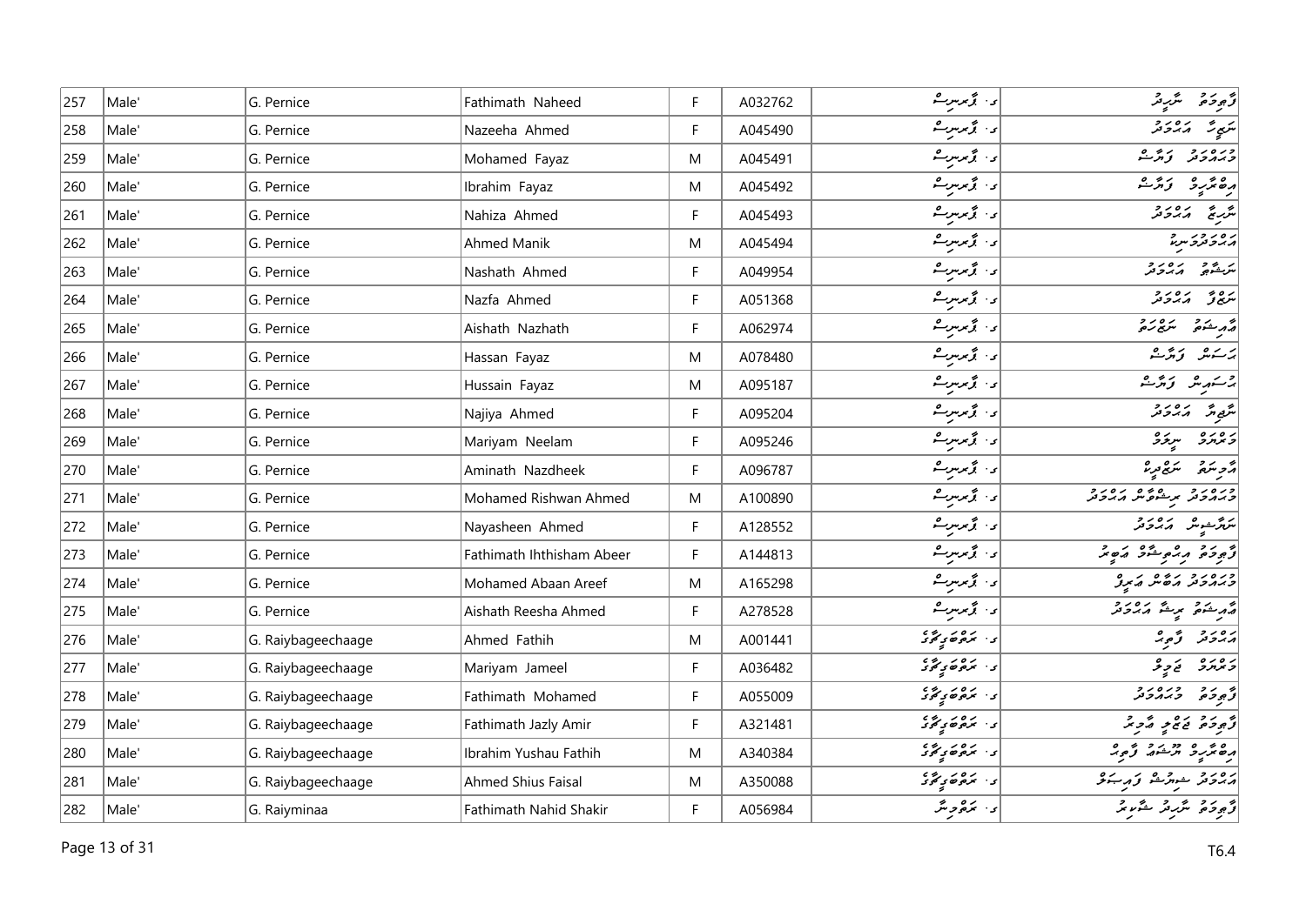| | | | | | | | |
|---|---|---|---|---|---|---|---|
| 257 | Male' | G. Pernice | Fathimath Naheed | F | A032762 | ގ. ފާރނިސް | ފާތިމަތު ނާހިދު |
| 258 | Male' | G. Pernice | Nazeeha Ahmed | F | A045490 | ގ. ފާރނިސް | ނަޒީހާ އަހުމަދު |
| 259 | Male' | G. Pernice | Mohamed Fayaz | M | A045491 | ގ. ފާރނިސް | މުހައްމަދު ފައްޔާޒު |
| 260 | Male' | G. Pernice | Ibrahim Fayaz | M | A045492 | ގ. ފާރނިސް | އިބްރާހިމް ފައްޔާޒު |
| 261 | Male' | G. Pernice | Nahiza Ahmed | F | A045493 | ގ. ފާރނިސް | ނާހިޒާ އަހުމަދު |
| 262 | Male' | G. Pernice | Ahmed Manik | M | A045494 | ގ. ފާރނިސް | އަހުމަދުމަނިކު |
| 263 | Male' | G. Pernice | Nashath Ahmed | F | A049954 | ގ. ފާރނިސް | ނަޝާތު އަހުމަދު |
| 264 | Male' | G. Pernice | Nazfa Ahmed | F | A051368 | ގ. ފާރނިސް | ނަޒްފާ އަހުމަދު |
| 265 | Male' | G. Pernice | Aishath Nazhath | F | A062974 | ގ. ފާރނިސް | އާއިޝަތު ނަޒްހަތު |
| 266 | Male' | G. Pernice | Hassan Fayaz | M | A078480 | ގ. ފާރނިސް | ހަސަން ފައްޔާޒު |
| 267 | Male' | G. Pernice | Hussain Fayaz | M | A095187 | ގ. ފާރނިސް | ހުސައިން ފައްޔާޒު |
| 268 | Male' | G. Pernice | Najiya Ahmed | F | A095204 | ގ. ފާރނިސް | ނާޖިޔާ އަހުމަދު |
| 269 | Male' | G. Pernice | Mariyam Neelam | F | A095246 | ގ. ފާރނިސް | މަރިޔަމް ނީލަމް |
| 270 | Male' | G. Pernice | Aminath Nazdheek | F | A096787 | ގ. ފާރނިސް | އާމިނަތު ނަޒްދީކް |
| 271 | Male' | G. Pernice | Mohamed Rishwan Ahmed | M | A100890 | ގ. ފާރނިސް | މުހައްމަދު ރިޝްވާން އަހުމަދު |
| 272 | Male' | G. Pernice | Nayasheen Ahmed | F | A128552 | ގ. ފާރނިސް | ނަޔާޝީން އަހުމަދު |
| 273 | Male' | G. Pernice | Fathimath Ihthisham Abeer | F | A144813 | ގ. ފާރނިސް | ފާތިމަތު އިޙްތިޝާމް އަބީރު |
| 274 | Male' | G. Pernice | Mohamed Abaan Areef | M | A165298 | ގ. ފާރނިސް | މުހައްމަދު އަބާން އަރީފް |
| 275 | Male' | G. Pernice | Aishath Reesha Ahmed | F | A278528 | ގ. ފާރނިސް | އާއިޝަތު ރީޝާ އަހުމަދު |
| 276 | Male' | G. Raiybageechaage | Ahmed Fathih | M | A001441 | ގ. ރައްބަގީޗާގެ | އަހުމަދު ފާތިހު |
| 277 | Male' | G. Raiybageechaage | Mariyam Jameel | F | A036482 | ގ. ރައްބަގީޗާގެ | މަރިޔަމް ޖަމީލް |
| 278 | Male' | G. Raiybageechaage | Fathimath Mohamed | F | A055009 | ގ. ރައްބަގީޗާގެ | ފާތިމަތު މުހައްމަދު |
| 279 | Male' | G. Raiybageechaage | Fathimath Jazly Amir | F | A321481 | ގ. ރައްބަގީޗާގެ | ފާތިމަތު ޖަޒްލީ އާމިރު |
| 280 | Male' | G. Raiybageechaage | Ibrahim Yushau Fathih | M | A340384 | ގ. ރައްބަގީޗާގެ | އިބްރާހިމް ޔޫޝައު ފާތިހު |
| 281 | Male' | G. Raiybageechaage | Ahmed Shius Faisal | M | A350088 | ގ. ރައްބަގީޗާގެ | އަހުމަދު ޝިޔުސް ފައިސަލް |
| 282 | Male' | G. Raiyminaa | Fathimath Nahid Shakir | F | A056984 | ގ. ރައްމިނާ | ފާތިމަތު ނާހިދު ޝާކިރު |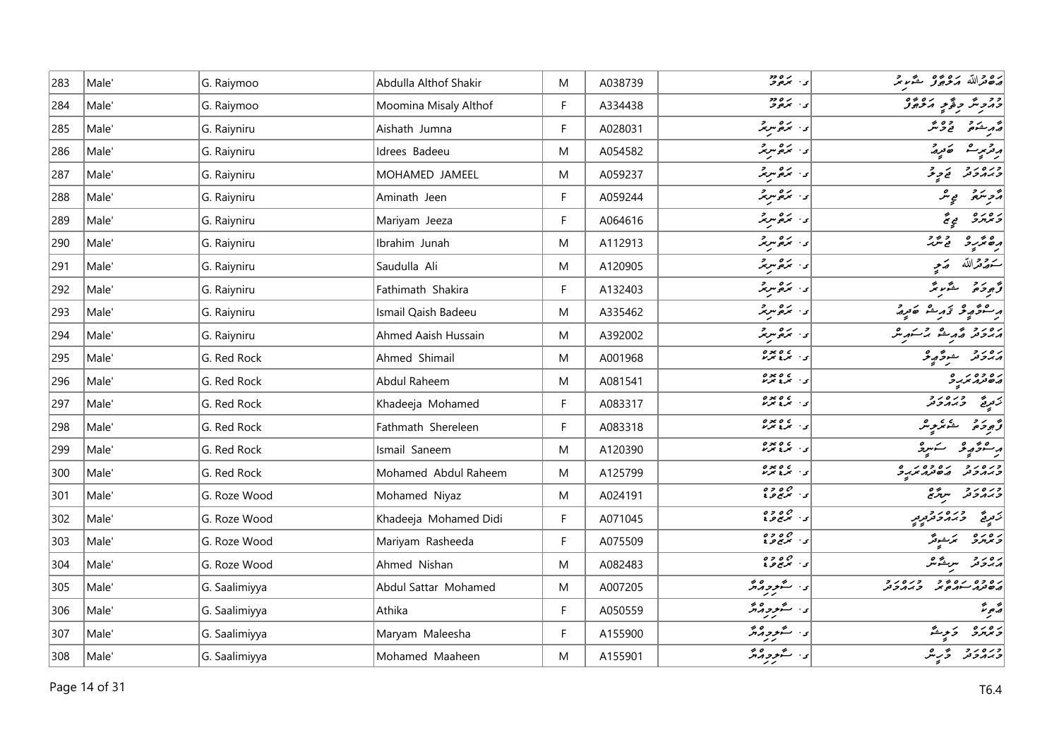| | | | | | | | |
|---|---|---|---|---|---|---|---|
| 283 | Male' | G. Raiymoo | Abdulla Althof Shakir | M | A038739 | ގ. ރައިމޫ | އަބްދުﷲ އަލްތޯފް ޝާކިރު |
| 284 | Male' | G. Raiymoo | Moomina Misaly Althof | F | A334438 | ގ. ރައިމޫ | މޫމިނާ މިޝާލީ އަލްތޯފް |
| 285 | Male' | G. Raiyniru | Aishath Jumna | F | A028031 | ގ. ރައިނިރު | އާއިޝަތު ޖުމްނާ |
| 286 | Male' | G. Raiyniru | Idrees Badeeu | M | A054582 | ގ. ރައިނިރު | އިދްރީސް ބަދީއު |
| 287 | Male' | G. Raiyniru | MOHAMED JAMEEL | M | A059237 | ގ. ރައިނިރު | މުހައްމަދު ޖަމީލް |
| 288 | Male' | G. Raiyniru | Aminath Jeen | F | A059244 | ގ. ރައިނިރު | އާމިނަތު ޖީން |
| 289 | Male' | G. Raiyniru | Mariyam Jeeza | F | A064616 | ގ. ރައިނިރު | މަރިޔަމް ޖީޒާ |
| 290 | Male' | G. Raiyniru | Ibrahim Junah | M | A112913 | ގ. ރައިނިރު | އިބްރާހީމް ޖުނަހް |
| 291 | Male' | G. Raiyniru | Saudulla Ali | M | A120905 | ގ. ރައިނިރު | ސައުދުﷲ އަލީ |
| 292 | Male' | G. Raiyniru | Fathimath Shakira | F | A132403 | ގ. ރައިނިރު | ފާތިމަތު ޝާކިރާ |
| 293 | Male' | G. Raiyniru | Ismail Qaish Badeeu | M | A335462 | ގ. ރައިނިރު | އިސްމާއީލް ޤައިޝް ބަދީއު |
| 294 | Male' | G. Raiyniru | Ahmed Aaish Hussain | M | A392002 | ގ. ރައިނިރު | އަހުމަދު އާއިޝް ހުސައިން |
| 295 | Male' | G. Red Rock | Ahmed Shimail | M | A001968 | ގ. ރެޑް ރޮކް | އަހުމަދު ޝިމާއިލް |
| 296 | Male' | G. Red Rock | Abdul Raheem | M | A081541 | ގ. ރެޑް ރޮކް | އަބްދުއްރަހީމް |
| 297 | Male' | G. Red Rock | Khadeeja Mohamed | F | A083317 | ގ. ރެޑް ރޮކް | ޚަދީޖާ މުހައްމަދު |
| 298 | Male' | G. Red Rock | Fathmath Shereleen | F | A083318 | ގ. ރެޑް ރޮކް | ފާތިމަތު ޝެރެލީން |
| 299 | Male' | G. Red Rock | Ismail Saneem | M | A120390 | ގ. ރެޑް ރޮކް | އިސްމާއީލް ސަނީމް |
| 300 | Male' | G. Red Rock | Mohamed Abdul Raheem | M | A125799 | ގ. ރެޑް ރޮކް | މުހައްމަދު އަބްދުއްރަހީމް |
| 301 | Male' | G. Roze Wood | Mohamed Niyaz | M | A024191 | ގ. ރޯޒްވުޑް | މުހައްމަދު ނިޔާޒް |
| 302 | Male' | G. Roze Wood | Khadeeja Mohamed Didi | F | A071045 | ގ. ރޯޒްވުޑް | ޚަދީޖާ މުހައްމަދުދީދީ |
| 303 | Male' | G. Roze Wood | Mariyam Rasheeda | F | A075509 | ގ. ރޯޒްވުޑް | މަރިޔަމް ރަޝީދާ |
| 304 | Male' | G. Roze Wood | Ahmed Nishan | M | A082483 | ގ. ރޯޒްވުޑް | އަހުމަދު ނިޝާން |
| 305 | Male' | G. Saalimiyya | Abdul Sattar Mohamed | M | A007205 | ގ. ސާލިމިއްޔާ | އަބްދުއްސައްތާރު މުހައްމަދު |
| 306 | Male' | G. Saalimiyya | Athika | F | A050559 | ގ. ސާލިމިއްޔާ | އާތިކާ |
| 307 | Male' | G. Saalimiyya | Maryam Maleesha | F | A155900 | ގ. ސާލިމިއްޔާ | މަރިޔަމް މަލީޝާ |
| 308 | Male' | G. Saalimiyya | Mohamed Maaheen | M | A155901 | ގ. ސާލިމިއްޔާ | މުހައްމަދު މާހިން |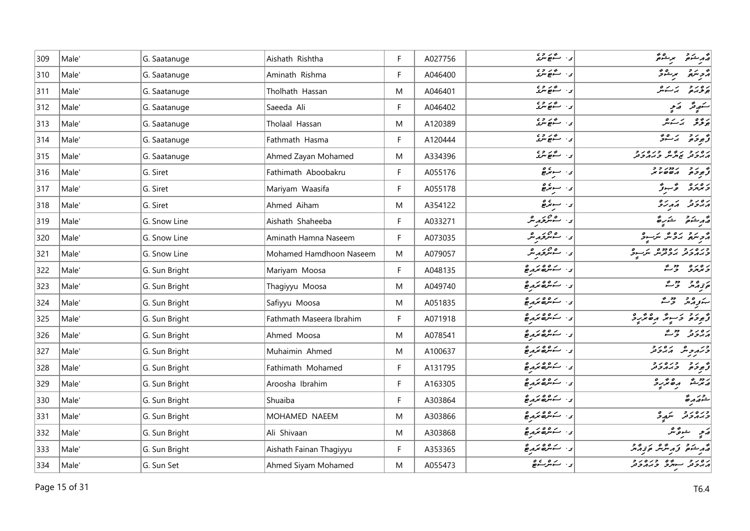| | | | | | | | |
|---|---|---|---|---|---|---|---|
| 309 | Male' | G. Saatanuge | Aishath Rishtha | F | A027756 | ގ. ސާޓަނުގެ | އައިޝަތު ރިޝްތާ |
| 310 | Male' | G. Saatanuge | Aminath Rishma | F | A046400 | ގ. ސާޓަނުގެ | އާމިނަތު ރިޝްމާ |
| 311 | Male' | G. Saatanuge | Tholhath Hassan | M | A046401 | ގ. ސާޓަނުގެ | ތޯލްހަތު ހަސަން |
| 312 | Male' | G. Saatanuge | Saeeda Ali | F | A046402 | ގ. ސާޓަނުގެ | ސައީދާ އަލި |
| 313 | Male' | G. Saatanuge | Tholaal Hassan | M | A120389 | ގ. ސާޓަނުގެ | ތޯލާލް ހަސަން |
| 314 | Male' | G. Saatanuge | Fathmath Hasma | F | A120444 | ގ. ސާޓަނުގެ | ފާތިމަތު ހަސްމާ |
| 315 | Male' | G. Saatanuge | Ahmed Zayan Mohamed | M | A334396 | ގ. ސާޓަނުގެ | އަހުމަދު ޒަޔާން މުހައްމަދު |
| 316 | Male' | G. Siret | Fathimath Aboobakru | F | A055176 | ގ. ސިރެޓް | ފާތިމަތު އަބޫބަކުރު |
| 317 | Male' | G. Siret | Mariyam Waasifa | F | A055178 | ގ. ސިރެޓް | މަރިޔަމް ވާސިފާ |
| 318 | Male' | G. Siret | Ahmed Aiham | M | A354122 | ގ. ސިރެޓް | އަހުމަދު އައިހަމް |
| 319 | Male' | G. Snow Line | Aishath Shaheeba | F | A033271 | ގ. ސްނޯލައިން | އައިޝަތު ޝަހީބާ |
| 320 | Male' | G. Snow Line | Aminath Hamna Naseem | F | A073035 | ގ. ސްނޯލައިން | އާމިނަތު ހަމްނާ ނަސީމް |
| 321 | Male' | G. Snow Line | Mohamed Hamdhoon Naseem | M | A079057 | ގ. ސްނޯލައިން | މުހައްމަދު ހަމްދޫން ނަސީމް |
| 322 | Male' | G. Sun Bright | Mariyam Moosa | F | A048135 | ގ. ސަންބްރައިޓް | މަރިޔަމް މޫސާ |
| 323 | Male' | G. Sun Bright | Thagiyyu Moosa | M | A049740 | ގ. ސަންބްރައިޓް | ތަޤިއްޔު މޫސާ |
| 324 | Male' | G. Sun Bright | Safiyyu Moosa | M | A051835 | ގ. ސަންބްރައިޓް | ސަފިއްޔު މޫސާ |
| 325 | Male' | G. Sun Bright | Fathmath Maseera Ibrahim | F | A071918 | ގ. ސަންބްރައިޓް | ފާތިމަތު މަސީރާ އިބްރާހީމް |
| 326 | Male' | G. Sun Bright | Ahmed Moosa | M | A078541 | ގ. ސަންބްރައިޓް | އަހުމަދު މޫސާ |
| 327 | Male' | G. Sun Bright | Muhaimin Ahmed | M | A100637 | ގ. ސަންބްރައިޓް | މުހައިމިން އަހުމަދު |
| 328 | Male' | G. Sun Bright | Fathimath Mohamed | F | A131795 | ގ. ސަންބްރައިޓް | ފާތިމަތު މުހައްމަދު |
| 329 | Male' | G. Sun Bright | Aroosha Ibrahim | F | A163305 | ގ. ސަންބްރައިޓް | އަރޫޝާ އިބްރާހީމް |
| 330 | Male' | G. Sun Bright | Shuaiba | F | A303864 | ގ. ސަންބްރައިޓް | ޝުޢައިބާ |
| 331 | Male' | G. Sun Bright | MOHAMED NAEEM | M | A303866 | ގ. ސަންބްރައިޓް | މުހައްމަދު ނަޢީމް |
| 332 | Male' | G. Sun Bright | Ali Shivaan | M | A303868 | ގ. ސަންބްރައިޓް | އަލި ޝިވާން |
| 333 | Male' | G. Sun Bright | Aishath Fainan Thagiyyu | F | A353365 | ގ. ސަންބްރައިޓް | އައިޝަތު ފައިނާން ތަޤިއްޔު |
| 334 | Male' | G. Sun Set | Ahmed Siyam Mohamed | M | A055473 | ގ. ސަންސެޓް | އަހުމަދު ސިޔާމް މުހައްމަދު |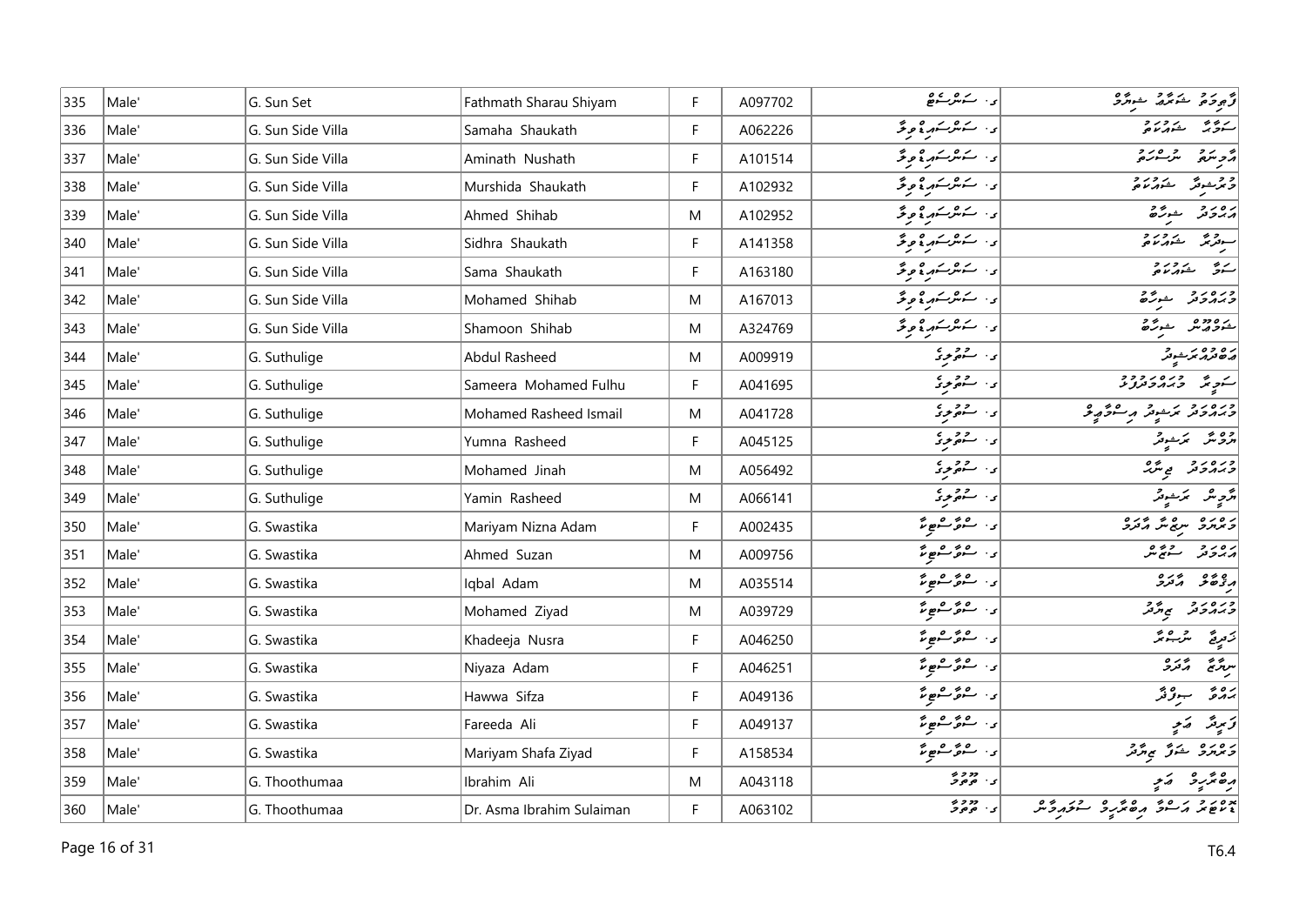| | | | | | | | |
|---|---|---|---|---|---|---|---|
| 335 | Male' | G. Sun Set | Fathmath Sharau Shiyam | F | A097702 | ގ. ސަންސެޓް | ފާތިމަތު ޝަރަޢު ޝިޔާމް |
| 336 | Male' | G. Sun Side Villa | Samaha Shaukath | F | A062226 | ގ. ސަންސައިޑްވިލާ | ސަމާހާ ޝައުކަތު |
| 337 | Male' | G. Sun Side Villa | Aminath Nushath | F | A101514 | ގ. ސަންސައިޑްވިލާ | އާމިނަތު ނުޝާތު |
| 338 | Male' | G. Sun Side Villa | Murshida Shaukath | F | A102932 | ގ. ސަންސައިޑްވިލާ | މުރުޝިދާ ޝައުކަތު |
| 339 | Male' | G. Sun Side Villa | Ahmed Shihab | M | A102952 | ގ. ސަންސައިޑްވިލާ | އަހުމަދު ޝިހާބު |
| 340 | Male' | G. Sun Side Villa | Sidhra Shaukath | F | A141358 | ގ. ސަންސައިޑްވިލާ | ސިދްރާ ޝައުކަތު |
| 341 | Male' | G. Sun Side Villa | Sama Shaukath | F | A163180 | ގ. ސަންސައިޑްވިލާ | ސަމާ ޝައުކަތު |
| 342 | Male' | G. Sun Side Villa | Mohamed Shihab | M | A167013 | ގ. ސަންސައިޑްވިލާ | މުޙައްމަދު ޝިހާބު |
| 343 | Male' | G. Sun Side Villa | Shamoon Shihab | M | A324769 | ގ. ސަންސައިޑްވިލާ | ޝަމްޫން ޝިހާބު |
| 344 | Male' | G. Suthulige | Abdul Rasheed | M | A009919 | ގ. ސުތުލިގެ | އަބްދުއްރަޝީދު |
| 345 | Male' | G. Suthulige | Sameera Mohamed Fulhu | F | A041695 | ގ. ސުތުލިގެ | ސަމީރާ މުޙައްމަދުފުޅު |
| 346 | Male' | G. Suthulige | Mohamed Rasheed Ismail | M | A041728 | ގ. ސުތުލިގެ | މުޙައްމަދު ރަޝީދު އިސްމާޢީލް |
| 347 | Male' | G. Suthulige | Yumna Rasheed | F | A045125 | ގ. ސުތުލިގެ | ޔުމްނާ ރަޝީދު |
| 348 | Male' | G. Suthulige | Mohamed Jinah | M | A056492 | ގ. ސުތުލިގެ | މުޙައްމަދު ޖިނާޙް |
| 349 | Male' | G. Suthulige | Yamin Rasheed | M | A066141 | ގ. ސުތުލިގެ | ޔާމިން ރަޝީދު |
| 350 | Male' | G. Swastika | Mariyam Nizna Adam | F | A002435 | ގ. ސްވަސްތިކާ | މަރިޔަމް ނިޒްނާ އާދަމް |
| 351 | Male' | G. Swastika | Ahmed Suzan | M | A009756 | ގ. ސްވަސްތިކާ | އަހުމަދު ސޫޒަން |
| 352 | Male' | G. Swastika | Iqbal Adam | M | A035514 | ގ. ސްވަސްތިކާ | އިޤްބާލް އާދަމް |
| 353 | Male' | G. Swastika | Mohamed Ziyad | M | A039729 | ގ. ސްވަސްތިކާ | މުޙައްމަދު ޒިޔާދު |
| 354 | Male' | G. Swastika | Khadeeja Nusra | F | A046250 | ގ. ސްވަސްތިކާ | ޚަދީޖާ ނުސްރާ |
| 355 | Male' | G. Swastika | Niyaza Adam | F | A046251 | ގ. ސްވަސްތިކާ | ނިޔާޒާ އާދަމް |
| 356 | Male' | G. Swastika | Hawwa Sifza | F | A049136 | ގ. ސްވަސްތިކާ | ހައްވާ ސިފްޒާ |
| 357 | Male' | G. Swastika | Fareeda Ali | F | A049137 | ގ. ސްވަސްތިކާ | ފަރީދާ އަލި |
| 358 | Male' | G. Swastika | Mariyam Shafa Ziyad | F | A158534 | ގ. ސްވަސްތިކާ | މަރިޔަމް ޝަފާ ޒިޔާދު |
| 359 | Male' | G. Thoothumaa | Ibrahim Ali | M | A043118 | ގ. ތޫތުމާ | އިބްރާހީމް އަލި |
| 360 | Male' | G. Thoothumaa | Dr. Asma Ibrahim Sulaiman | F | A063102 | ގ. ތޫތުމާ | ޑޮކްޓަރ އަސްމާ އިބްރާހީމް ސުލައިމާން |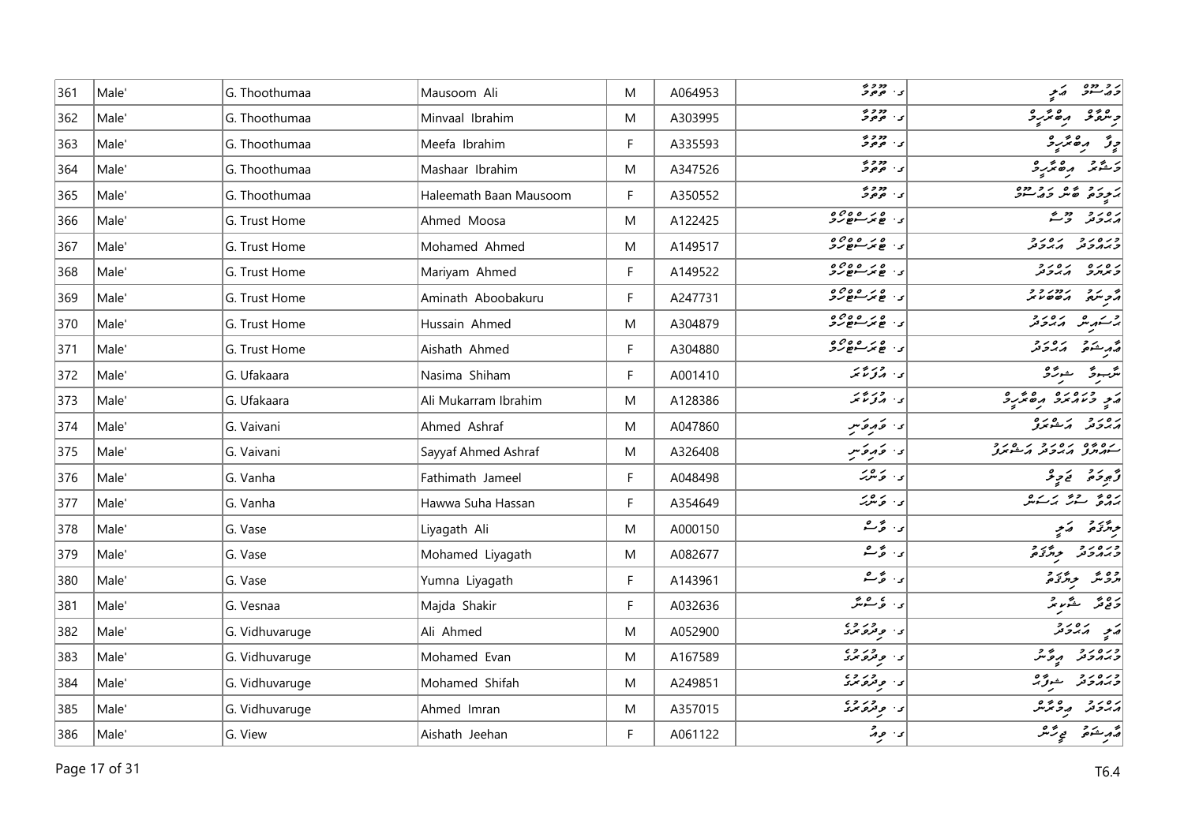| | | | | | | | |
|---|---|---|---|---|---|---|---|
| 361 | Male' | G. Thoothumaa | Mausoom Ali | M | A064953 | ގ. ތޫތުމާ | މައުސޫމް ޢަލީ |
| 362 | Male' | G. Thoothumaa | Minvaal Ibrahim | M | A303995 | ގ. ތޫތުމާ | މިންވާލް އިބްރާހީމް |
| 363 | Male' | G. Thoothumaa | Meefa Ibrahim | F | A335593 | ގ. ތޫތުމާ | މީފާ އިބްރާހީމް |
| 364 | Male' | G. Thoothumaa | Mashaar Ibrahim | M | A347526 | ގ. ތޫތުމާ | މަޝްޢަރު އިބްރާހީމް |
| 365 | Male' | G. Thoothumaa | Haleemath Baan Mausoom | F | A350552 | ގ. ތޫތުމާ | ހަލީމަތު ބާން މައުސޫމް |
| 366 | Male' | G. Trust Home | Ahmed Moosa | M | A122425 | ގ. ޓްރަސްޓްހޯމް | އަޙްމަދު މޫސާ |
| 367 | Male' | G. Trust Home | Mohamed Ahmed | M | A149517 | ގ. ޓްރަސްޓްހޯމް | މުޙައްމަދު އަޙްމަދު |
| 368 | Male' | G. Trust Home | Mariyam Ahmed | F | A149522 | ގ. ޓްރަސްޓްހޯމް | މަރިޔަމް އަޙްމަދު |
| 369 | Male' | G. Trust Home | Aminath Aboobakuru | F | A247731 | ގ. ޓްރަސްޓްހޯމް | އާމިނަތު އަބޫބަކުރު |
| 370 | Male' | G. Trust Home | Hussain Ahmed | M | A304879 | ގ. ޓްރަސްޓްހޯމް | ޙުސައިން އަޙްމަދު |
| 371 | Male' | G. Trust Home | Aishath Ahmed | F | A304880 | ގ. ޓްރަސްޓްހޯމް | ޢާއިޝަތު އަޙްމަދު |
| 372 | Male' | G. Ufakaara | Nasima Shiham | F | A001410 | ގ. އުފަކާރަ | ނަސީމާ ޝިހާމް |
| 373 | Male' | G. Ufakaara | Ali Mukarram Ibrahim | M | A128386 | ގ. އުފަކާރަ | ޢަލީ މުކައްރަމް އިބްރާހީމް |
| 374 | Male' | G. Vaivani | Ahmed Ashraf | M | A047860 | ގ. ވައިވަނި | އަޙްމަދު އަޝްރަފް |
| 375 | Male' | G. Vaivani | Sayyaf Ahmed Ashraf | M | A326408 | ގ. ވައިވަނި | ސައްޔާފް އަޙްމަދު އަޝްރަފް |
| 376 | Male' | G. Vanha | Fathimath Jameel | F | A048498 | ގ. ވަންހަ | ފާތިމަތު ޖަމީލް |
| 377 | Male' | G. Vanha | Hawwa Suha Hassan | F | A354649 | ގ. ވަންހަ | ޙައްވާ ސުހާ ޙަސަން |
| 378 | Male' | G. Vase | Liyagath Ali | M | A000150 | ގ. ވާސެ | ލިޔާޤަތު ޢަލީ |
| 379 | Male' | G. Vase | Mohamed Liyagath | M | A082677 | ގ. ވާސެ | މުޙައްމަދު ލިޔާޤަތު |
| 380 | Male' | G. Vase | Yumna Liyagath | F | A143961 | ގ. ވާސެ | ޔުމްނާ ލިޔާޤަތު |
| 381 | Male' | G. Vesnaa | Majda Shakir | F | A032636 | ގ. ވެސްނާ | މަޖްދާ ޝާކިރު |
| 382 | Male' | G. Vidhuvaruge | Ali Ahmed | M | A052900 | ގ. ވިދުވަރުގެ | ޢަލީ އަޙްމަދު |
| 383 | Male' | G. Vidhuvaruge | Mohamed Evan | M | A167589 | ގ. ވިދުވަރުގެ | މުޙައްމަދު އިވާން |
| 384 | Male' | G. Vidhuvaruge | Mohamed Shifah | M | A249851 | ގ. ވިދުވަރުގެ | މުޙައްމަދު ޝިފާހް |
| 385 | Male' | G. Vidhuvaruge | Ahmed Imran | M | A357015 | ގ. ވިދުވަރުގެ | އަޙްމަދު އިމްރާން |
| 386 | Male' | G. View | Aishath Jeehan | F | A061122 | ގ. ވިއު | ޢާއިޝަތު ޖީހާން |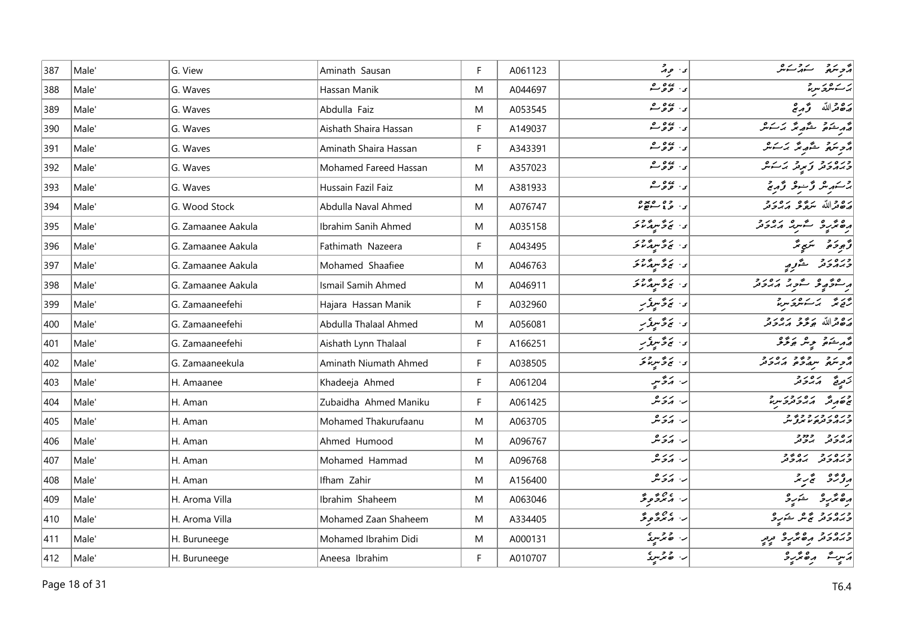| | | | | | | | |
|---|---|---|---|---|---|---|---|
| 387 | Male' | G. View | Aminath Sausan | F | A061123 | ގ. ވިއު | އާމިނަތު ސައުސަން |
| 388 | Male' | G. Waves | Hassan Manik | M | A044697 | ގ. ވޭވްސް | ހަސަންމަނިކު |
| 389 | Male' | G. Waves | Abdulla Faiz | M | A053545 | ގ. ވޭވްސް | އަބްދުﷲ ފާއިޒު |
| 390 | Male' | G. Waves | Aishath Shaira Hassan | F | A149037 | ގ. ވޭވްސް | އައިޝަތު ޝާއިރާ ހަސަން |
| 391 | Male' | G. Waves | Aminath Shaira Hassan | F | A343391 | ގ. ވޭވްސް | އާމިނަތު ޝާއިރާ ހަސަން |
| 392 | Male' | G. Waves | Mohamed Fareed Hassan | M | A357023 | ގ. ވޭވްސް | މުހައްމަދު ފަރީދު ހަސަން |
| 393 | Male' | G. Waves | Hussain Fazil Faiz | M | A381933 | ގ. ވޭވްސް | ހުސައިން ފާޟިލް ފާއިޒު |
| 394 | Male' | G. Wood Stock | Abdulla Naval Ahmed | M | A076747 | ގ. ވުޑްސްޓޮކް | އަބްދުﷲ ނަވާލް އަޙްމަދު |
| 395 | Male' | G. Zamaanee Aakula | Ibrahim Sanih Ahmed | M | A035158 | ގ. ޒަމާނީއާކުލަ | އިބްރާހީމް ސާނިހް އަޙްމަދު |
| 396 | Male' | G. Zamaanee Aakula | Fathimath Nazeera | F | A043495 | ގ. ޒަމާނީއާކުލަ | ފާތިމަތު ނަޒީރާ |
| 397 | Male' | G. Zamaanee Aakula | Mohamed Shaafiee | M | A046763 | ގ. ޒަމާނީއާކުލަ | މުހައްމަދު ޝާފިޢީ |
| 398 | Male' | G. Zamaanee Aakula | Ismail Samih Ahmed | M | A046911 | ގ. ޒަމާނީއާކުލަ | އިސްމާޢީލް ސާމިހް އަޙްމަދު |
| 399 | Male' | G. Zamaaneefehi | Hajara Hassan Manik | F | A032960 | ގ. ޒަމާނީފެހި | ހާޖަރާ ހަސަންމަނިކު |
| 400 | Male' | G. Zamaaneefehi | Abdulla Thalaal Ahmed | M | A056081 | ގ. ޒަމާނީފެހި | އަބްދުﷲ ތަލާލް އަޙްމަދު |
| 401 | Male' | G. Zamaaneefehi | Aishath Lynn Thalaal | F | A166251 | ގ. ޒަމާނީފެހި | އައިޝަތު ލިން ތަލާލް |
| 402 | Male' | G. Zamaaneekula | Aminath Niumath Ahmed | F | A038505 | ގ. ޒަމާނީކުލަ | އާމިނަތު ނިޢުމަތު އަޙްމަދު |
| 403 | Male' | H. Amaanee | Khadeeja Ahmed | F | A061204 | ހ. އަމާނީ | ޚަދީޖާ އަޙްމަދު |
| 404 | Male' | H. Aman | Zubaidha Ahmed Maniku | F | A061425 | ހ. އަމަން | ޒުބައިދާ އަޙްމަދުމަނިކު |
| 405 | Male' | H. Aman | Mohamed Thakurufaanu | M | A063705 | ހ. އަމަން | މުހައްމަދުތަކުރުފާނު |
| 406 | Male' | H. Aman | Ahmed Humood | M | A096767 | ހ. އަމަން | އަޙްމަދު ހުމޫދު |
| 407 | Male' | H. Aman | Mohamed Hammad | M | A096768 | ހ. އަމަން | މުހައްމަދު ހައްމާދު |
| 408 | Male' | H. Aman | Ifham Zahir | M | A156400 | ހ. އަމަން | އިފްހާމް ޒާހިރު |
| 409 | Male' | H. Aroma Villa | Ibrahim Shaheem | M | A063046 | ހ. އަރޯމާވިލާ | އިބްރާހީމް ޝަހީމް |
| 410 | Male' | H. Aroma Villa | Mohamed Zaan Shaheem | M | A334405 | ހ. އަރޯމާވިލާ | މުހައްމަދު ޒާން ޝަހީމް |
| 411 | Male' | H. Buruneege | Mohamed Ibrahim Didi | M | A000131 | ހ. ބުރުނީގެ | މުހައްމަދު އިބްރާހީމް ދީދީ |
| 412 | Male' | H. Buruneege | Aneesa Ibrahim | F | A010707 | ހ. ބުރުނީގެ | އަނީސާ އިބްރާހީމް |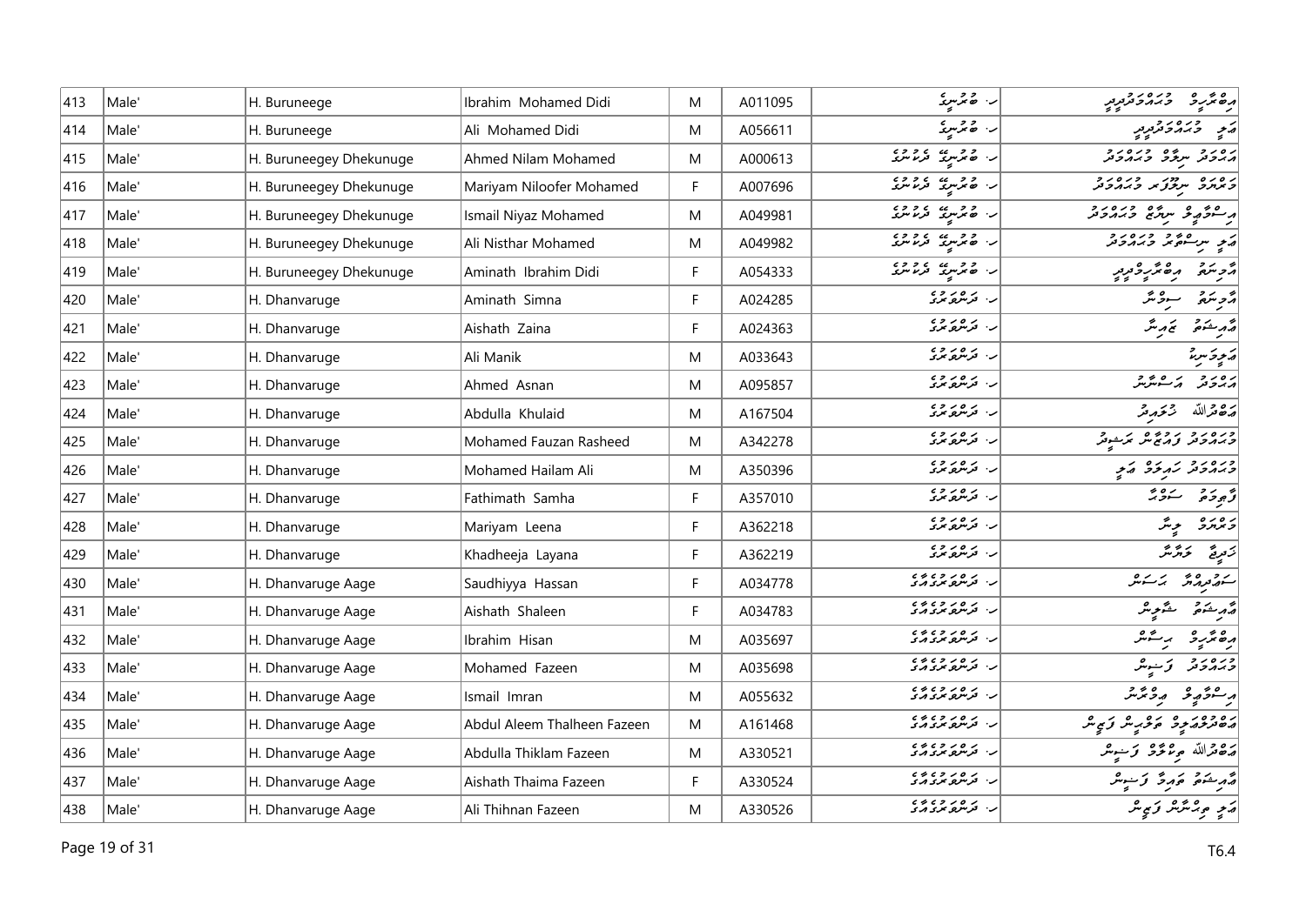| | | | | | | | |
|---|---|---|---|---|---|---|---|
| 413 | Male' | H. Buruneege | Ibrahim Mohamed Didi | M | A011095 | ހ. ބުރުނީގެ | އިބްރާހީމް މުޙައްމަދުދީދީ |
| 414 | Male' | H. Buruneege | Ali Mohamed Didi | M | A056611 | ހ. ބުރުނީގެ | އަލި މުޙައްމަދުދީދީ |
| 415 | Male' | H. Buruneegey Dhekunuge | Ahmed Nilam Mohamed | M | A000613 | ހ. ބުރުނީގޭ ދެކުނުގެ | އަޙްމަދު ނިލާމް މުޙައްމަދު |
| 416 | Male' | H. Buruneegey Dhekunuge | Mariyam Niloofer Mohamed | F | A007696 | ހ. ބުރުނީގޭ ދެކުނުގެ | މަރިޔަމް ނިލޫފަރ މުޙައްމަދު |
| 417 | Male' | H. Buruneegey Dhekunuge | Ismail Niyaz Mohamed | M | A049981 | ހ. ބުރުނީގޭ ދެކުނުގެ | އިސްމާޢީލް ނިޔާޒް މުޙައްމަދު |
| 418 | Male' | H. Buruneegey Dhekunuge | Ali Nisthar Mohamed | M | A049982 | ހ. ބުރުނީގޭ ދެކުނުގެ | އަލި ނިސްތާރު މުޙައްމަދު |
| 419 | Male' | H. Buruneegey Dhekunuge | Aminath Ibrahim Didi | F | A054333 | ހ. ބުރުނީގޭ ދެކުނުގެ | އާމިނަތު އިބްރާހީމްދީދީ |
| 420 | Male' | H. Dhanvaruge | Aminath Simna | F | A024285 | ހ. ދަންވަރުގެ | އާމިނަތު ސިމްނާ |
| 421 | Male' | H. Dhanvaruge | Aishath Zaina | F | A024363 | ހ. ދަންވަރުގެ | އާއިޝަތު ޒައިނާ |
| 422 | Male' | H. Dhanvaruge | Ali Manik | M | A033643 | ހ. ދަންވަރުގެ | އަލިމަނިކު |
| 423 | Male' | H. Dhanvaruge | Ahmed Asnan | M | A095857 | ހ. ދަންވަރުގެ | އަޙްމަދު އަސްނާން |
| 424 | Male' | H. Dhanvaruge | Abdulla Khulaid | M | A167504 | ހ. ދަންވަރުގެ | އަބްދުﷲ ހުލައިދު |
| 425 | Male' | H. Dhanvaruge | Mohamed Fauzan Rasheed | M | A342278 | ހ. ދަންވަރުގެ | މުޙައްމަދު ފައުޒާން ރަޝީދު |
| 426 | Male' | H. Dhanvaruge | Mohamed Hailam Ali | M | A350396 | ހ. ދަންވަރުގެ | މުޙައްމަދު ހައިލަމް އަލި |
| 427 | Male' | H. Dhanvaruge | Fathimath Samha | F | A357010 | ހ. ދަންވަރުގެ | ފާތިމަތު ސަމްހާ |
| 428 | Male' | H. Dhanvaruge | Mariyam Leena | F | A362218 | ހ. ދަންވަރުގެ | މަރިޔަމް ލީނާ |
| 429 | Male' | H. Dhanvaruge | Khadheeja Layana | F | A362219 | ހ. ދަންވަރުގެ | ޚަދީޖާ ލަޔާނާ |
| 430 | Male' | H. Dhanvaruge Aage | Saudhiyya Hassan | F | A034778 | ހ. ދަންވަރުގެއާގެ | ސައުދިއްޔާ ހަސަން |
| 431 | Male' | H. Dhanvaruge Aage | Aishath Shaleen | F | A034783 | ހ. ދަންވަރުގެއާގެ | އާއިޝަތު ޝާލީން |
| 432 | Male' | H. Dhanvaruge Aage | Ibrahim Hisan | M | A035697 | ހ. ދަންވަރުގެއާގެ | އިބްރާހީމް ހިސާން |
| 433 | Male' | H. Dhanvaruge Aage | Mohamed Fazeen | M | A035698 | ހ. ދަންވަރުގެއާގެ | މުޙައްމަދު ފަޒީން |
| 434 | Male' | H. Dhanvaruge Aage | Ismail Imran | M | A055632 | ހ. ދަންވަރުގެއާގެ | އިސްމާޢީލް އިމްރާން |
| 435 | Male' | H. Dhanvaruge Aage | Abdul Aleem Thalheen Fazeen | M | A161468 | ހ. ދަންވަރުގެއާގެ | އަބްދުލްޢަލީމް ތަލްހީން ފަޒީން |
| 436 | Male' | H. Dhanvaruge Aage | Abdulla Thiklam Fazeen | M | A330521 | ހ. ދަންވަރުގެއާގެ | އަބްދުﷲ ތިކްލާމް ފަޒީން |
| 437 | Male' | H. Dhanvaruge Aage | Aishath Thaima Fazeen | F | A330524 | ހ. ދަންވަރުގެއާގެ | އާއިޝަތު ތައިމާ ފަޒީން |
| 438 | Male' | H. Dhanvaruge Aage | Ali Thihnan Fazeen | M | A330526 | ހ. ދަންވަރުގެއާގެ | އަލި ތިހްނާން ފަޒީން |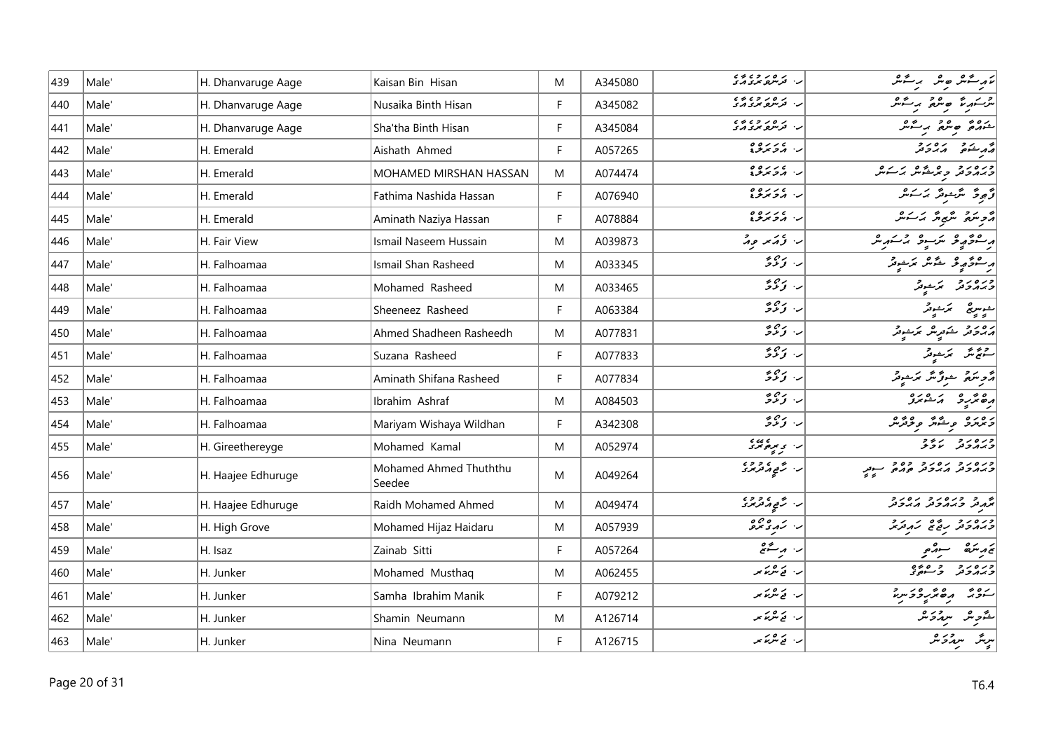| | | | | | | | |
|---|---|---|---|---|---|---|---|
| 439 | Male' | H. Dhanvaruge Aage | Kaisan Bin Hisan | M | A345080 | ހ. ދަންވަރުގެއާގެ | ކައިސަން ބިން ހިސާން |
| 440 | Male' | H. Dhanvaruge Aage | Nusaika Binth Hisan | F | A345082 | ހ. ދަންވަރުގެއާގެ | ނުސައިކާ ބިންތު ހިސާން |
| 441 | Male' | H. Dhanvaruge Aage | Sha'tha Binth Hisan | F | A345084 | ހ. ދަންވަރުގެއާގެ | ޝައުތާ ބިންތު ހިސާން |
| 442 | Male' | H. Emerald | Aishath Ahmed | F | A057265 | ހ. އެމެރަލްޑް | އާއިޝަތު އަހުމަދު |
| 443 | Male' | H. Emerald | MOHAMED MIRSHAN HASSAN | M | A074474 | ހ. އެމެރަލްޑް | މުހައްމަދު މިރުޝާން ހަސަން |
| 444 | Male' | H. Emerald | Fathima Nashida Hassan | F | A076940 | ހ. އެމެރަލްޑް | ފާތިމާ ނާޝިދާ ހަސަން |
| 445 | Male' | H. Emerald | Aminath Naziya Hassan | F | A078884 | ހ. އެމެރަލްޑް | އާމިނަތު ނާޒިޔާ ހަސަން |
| 446 | Male' | H. Fair View | Ismail Naseem Hussain | M | A039873 | ހ. ފެއަރ ވިއު | އިސްމާއީލް ނަސީމް ހުސައިން |
| 447 | Male' | H. Falhoamaa | Ismail Shan Rasheed | M | A033345 | ހ. ފަޅޯމާ | އިސްމާއީލް ޝާން ރަޝީދު |
| 448 | Male' | H. Falhoamaa | Mohamed Rasheed | M | A033465 | ހ. ފަޅޯމާ | މުހައްމަދު ރަޝީދު |
| 449 | Male' | H. Falhoamaa | Sheeneez Rasheed | F | A063384 | ހ. ފަޅޯމާ | ޝީނީޒް ރަޝީދު |
| 450 | Male' | H. Falhoamaa | Ahmed Shadheen Rasheedh | M | A077831 | ހ. ފަޅޯމާ | އަހުމަދު ޝަދީން ރަޝީދު |
| 451 | Male' | H. Falhoamaa | Suzana Rasheed | F | A077833 | ހ. ފަޅޯމާ | ސުޒާނާ ރަޝީދު |
| 452 | Male' | H. Falhoamaa | Aminath Shifana Rasheed | F | A077834 | ހ. ފަޅޯމާ | އާމިނަތު ޝިފާނާ ރަޝީދު |
| 453 | Male' | H. Falhoamaa | Ibrahim Ashraf | M | A084503 | ހ. ފަޅޯމާ | އިބްރާހިމް އަޝްރަފް |
| 454 | Male' | H. Falhoamaa | Mariyam Wishaya Wildhan | F | A342308 | ހ. ފަޅޯމާ | މަރިޔަމް ވިޝާޔާ ވިލްދާން |
| 455 | Male' | H. Gireethereyge | Mohamed Kamal | M | A052974 | ހ. ގިރީތެރޭގެ | މުހައްމަދު ކަމާލް |
| 456 | Male' | H. Haajee Edhuruge | Mohamed Ahmed Thuththu Seedee | M | A049264 | ހ. ހާޖީއެދުރުގެ | މުހައްމަދު އަހުމަދު ތުއްތު ސީދީ |
| 457 | Male' | H. Haajee Edhuruge | Raidh Mohamed Ahmed | M | A049474 | ހ. ހާޖީއެދުރުގެ | ރާއިދު މުހައްމަދު އަހުމަދު |
| 458 | Male' | H. High Grove | Mohamed Hijaz Haidaru | M | A057939 | ހ. ހައިގްރޯވް | މުހައްމަދު ހިޖާޒް ހައިދަރު |
| 459 | Male' | H. Isaz | Zainab Sitti | F | A057264 | ހ. އިސާޒް | ޒައިނަބް ސިއްތި |
| 460 | Male' | H. Junker | Mohamed Musthaq | M | A062455 | ހ. ޖަންކަރ | މުހައްމަދު މުސްތާގު |
| 461 | Male' | H. Junker | Samha Ibrahim Manik | F | A079212 | ހ. ޖަންކަރ | ސަމްހާ އިބްރާހިމްމަނިކު |
| 462 | Male' | H. Junker | Shamin Neumann | M | A126714 | ހ. ޖަންކަރ | ޝާމިން ނިއުމަން |
| 463 | Male' | H. Junker | Nina Neumann | F | A126715 | ހ. ޖަންކަރ | ނީނާ ނިއުމަން |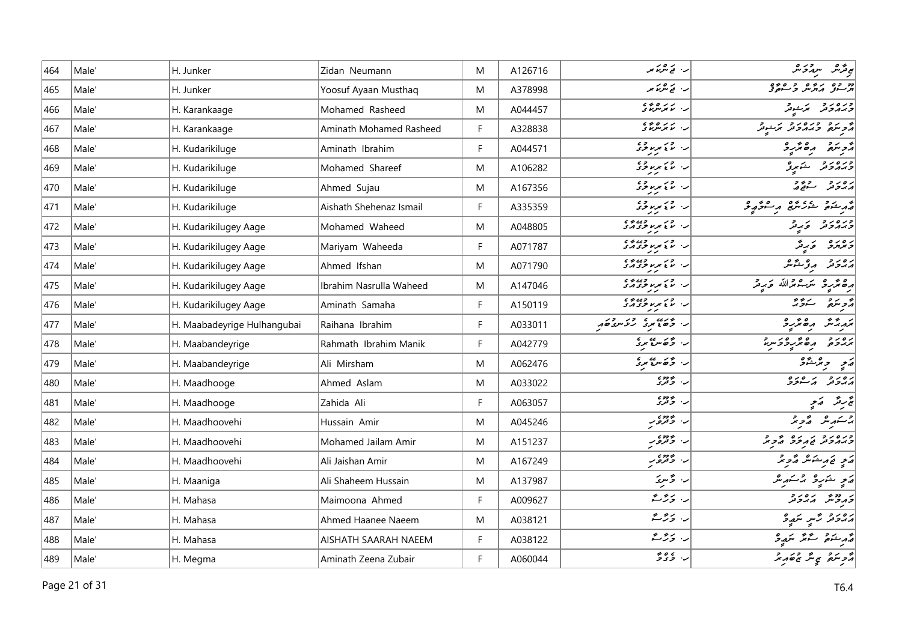| 464 | Male' | H. Junker | Zidan Neumann | M | A126716 | ހ. ޖަންކަރ | ޒިދާން ނިއުމަން |
|---|---|---|---|---|---|---|---|
| 465 | Male' | H. Junker | Yoosuf Ayaan Musthaq | M | A378998 | ހ. ޖަންކަރ | ޔޫސުފް އަޔާން މުސްތާޤު |
| 466 | Male' | H. Karankaage | Mohamed Rasheed | M | A044457 | ހ. ކަރަންކާގެ | މުހައްމަދު ރަޝީދު |
| 467 | Male' | H. Karankaage | Aminath Mohamed Rasheed | F | A328838 | ހ. ކަރަންކާގެ | އާމިނަތު މުހައްމަދު ރަޝީދު |
| 468 | Male' | H. Kudarikiluge | Aminath Ibrahim | F | A044571 | ހ. ކުޑަރިކިލުގެ | އާމިނަތު އިބްރާހީމް |
| 469 | Male' | H. Kudarikiluge | Mohamed Shareef | M | A106282 | ހ. ކުޑަރިކިލުގެ | މުހައްމަދު ޝަރީފު |
| 470 | Male' | H. Kudarikiluge | Ahmed Sujau | M | A167356 | ހ. ކުޑަރިކިލުގެ | އަހުމަދު ސުޖާއު |
| 471 | Male' | H. Kudarikiluge | Aishath Shehenaz Ismail | F | A335359 | ހ. ކުޑަރިކިލުގެ | އާއިޝަތު ޝެހެނާޒް އިސްމާއީލް |
| 472 | Male' | H. Kudarikilugey Aage | Mohamed Waheed | M | A048805 | ހ. ކުޑަރިކިލުގޭއާގެ | މުހައްމަދު ވަޙީދު |
| 473 | Male' | H. Kudarikilugey Aage | Mariyam Waheeda | F | A071787 | ހ. ކުޑަރިކިލުގޭއާގެ | މަރިޔަމް ވަޙީދާ |
| 474 | Male' | H. Kudarikilugey Aage | Ahmed Ifshan | M | A071790 | ހ. ކުޑަރިކިލުގޭއާގެ | އަހުމަދު އިފްޝާން |
| 475 | Male' | H. Kudarikilugey Aage | Ibrahim Nasrulla Waheed | M | A147046 | ހ. ކުޑަރިކިލުގޭއާގެ | އިބްރާހީމް ނަޞްރުﷲ ވަޙީދު |
| 476 | Male' | H. Kudarikilugey Aage | Aminath Samaha | F | A150119 | ހ. ކުޑަރިކިލުގޭއާގެ | އާމިނަތު ސަމާހާ |
| 477 | Male' | H. Maabadeyrige Hulhangubai | Raihana Ibrahim | F | A033011 | ހ. މާބަދޭރިގެ ހުޅަނގުބައި | ރައިހާނާ އިބްރާހީމް |
| 478 | Male' | H. Maabandeyrige | Rahmath Ibrahim Manik | F | A042779 | ހ. މާބަނޑޭރިގެ | ރަޙްމަތު އިބްރާހީމްމަނިކު |
| 479 | Male' | H. Maabandeyrige | Ali Mirsham | M | A062476 | ހ. މާބަނޑޭރިގެ | އަލި މިރްޝާމް |
| 480 | Male' | H. Maadhooge | Ahmed Aslam | M | A033022 | ހ. މާދޫގެ | އަހުމަދު އަސްލަމް |
| 481 | Male' | H. Maadhooge | Zahida Ali | F | A063057 | ހ. މާދޫގެ | ޒާހިދާ އަލި |
| 482 | Male' | H. Maadhoovehi | Hussain Amir | M | A045246 | ހ. މާދޫވެހި | ހުސައިން އާމިރު |
| 483 | Male' | H. Maadhoovehi | Mohamed Jailam Amir | M | A151237 | ހ. މާދޫވެހި | މުހައްމަދު ޖައިލަމް އާމިރު |
| 484 | Male' | H. Maadhoovehi | Ali Jaishan Amir | M | A167249 | ހ. މާދޫވެހި | އަލި ޖައިޝަން އާމިރު |
| 485 | Male' | H. Maaniga | Ali Shaheem Hussain | M | A137987 | ހ. މާނިގަ | އަލި ޝަހީމް ހުސައިން |
| 486 | Male' | H. Mahasa | Maimoona Ahmed | F | A009627 | ހ. މަހާސާ | މައިމޫނާ އަހުމަދު |
| 487 | Male' | H. Mahasa | Ahmed Haanee Naeem | M | A038121 | ހ. މަހާސާ | އަހުމަދު ހާނީ ނަޢީމް |
| 488 | Male' | H. Mahasa | AISHATH SAARAH NAEEM | F | A038122 | ހ. މަހާސާ | އާއިޝަތު ސާރާ ނަޢީމް |
| 489 | Male' | H. Megma | Aminath Zeena Zubair | F | A060044 | ހ. މެގްމާ | އާމިނަތު ޒީނާ ޒުބައިރު |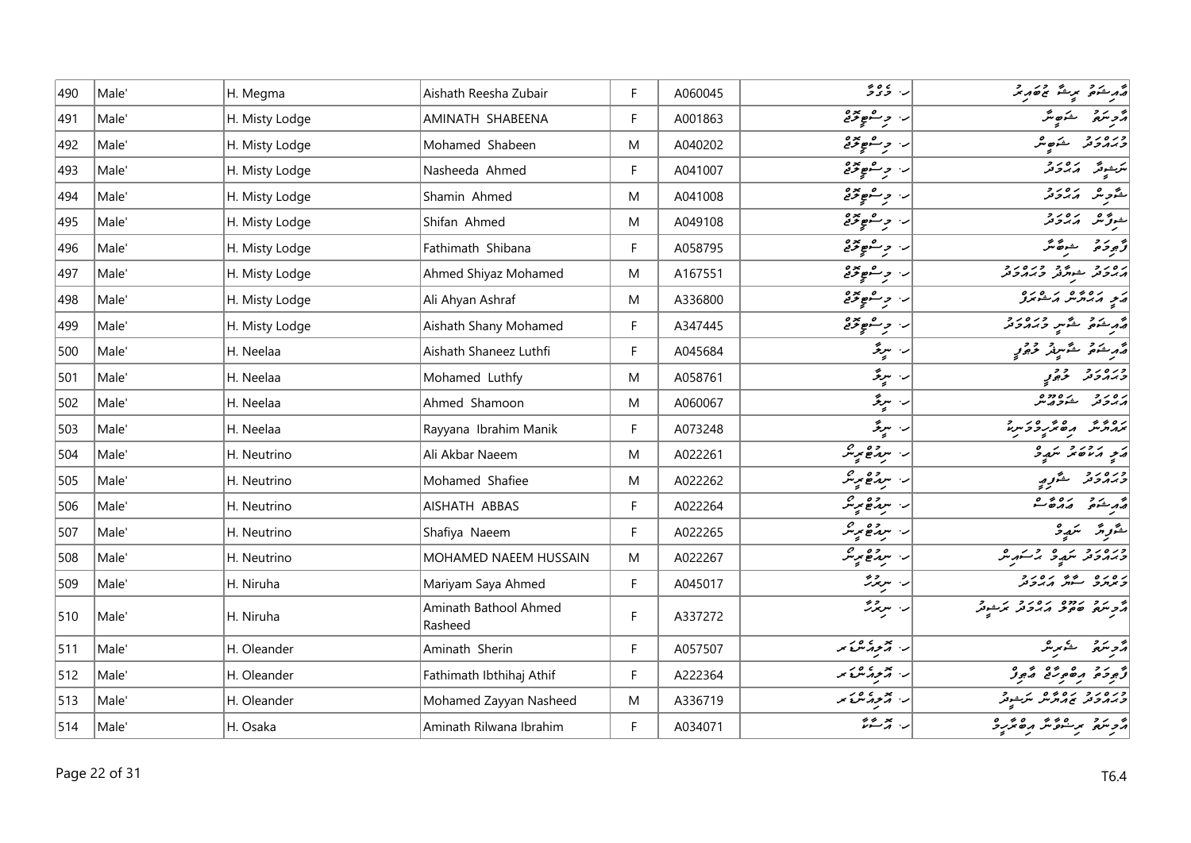| | | | | | | | |
|---|---|---|---|---|---|---|---|
| 490 | Male' | H. Megma | Aishath Reesha Zubair | F | A060045 | ر. ގެގްމާ | އައިޝަތު ރީޝާ ޒުބައިރު |
| 491 | Male' | H. Misty Lodge | AMINATH SHABEENA | F | A001863 | ހ. މިސްޓީލޮޖް | އާމިނަތު ޝަބީނާ |
| 492 | Male' | H. Misty Lodge | Mohamed Shabeen | M | A040202 | ހ. މިސްޓީލޮޖް | މުހައްމަދު ޝަބީން |
| 493 | Male' | H. Misty Lodge | Nasheeda Ahmed | F | A041007 | ހ. މިސްޓީލޮޖް | ނަޝީދާ އަހުމަދު |
| 494 | Male' | H. Misty Lodge | Shamin Ahmed | M | A041008 | ހ. މިސްޓީލޮޖް | ޝާމިން އަހުމަދު |
| 495 | Male' | H. Misty Lodge | Shifan Ahmed | M | A049108 | ހ. މިސްޓީލޮޖް | ޝިފާން އަހުމަދު |
| 496 | Male' | H. Misty Lodge | Fathimath Shibana | F | A058795 | ހ. މިސްޓީލޮޖް | ފާތިމަތު ޝިބާނާ |
| 497 | Male' | H. Misty Lodge | Ahmed Shiyaz Mohamed | M | A167551 | ހ. މިސްޓީލޮޖް | އަހުމަދު ޝިޔާޒު މުހައްމަދު |
| 498 | Male' | H. Misty Lodge | Ali Ahyan Ashraf | M | A336800 | ހ. މިސްޓީލޮޖް | އަލި އަހްޔާން އަޝްރަފް |
| 499 | Male' | H. Misty Lodge | Aishath Shany Mohamed | F | A347445 | ހ. މިސްޓީލޮޖް | އައިޝަތު ޝާނީ މުހައްމަދު |
| 500 | Male' | H. Neelaa | Aishath Shaneez Luthfi | F | A045684 | ހ. ނީލާ | އައިޝަތު ޝާނީޒް ލުތުފީ |
| 501 | Male' | H. Neelaa | Mohamed Luthfy | M | A058761 | ހ. ނީލާ | މުހައްމަދު ލުތުފީ |
| 502 | Male' | H. Neelaa | Ahmed Shamoon | M | A060067 | ހ. ނީލާ | އަހުމަދު ޝަމްޢޫން |
| 503 | Male' | H. Neelaa | Rayyana Ibrahim Manik | F | A073248 | ހ. ނީލާ | ރައްޔާނާ އިބްރާހީމްމަނިކު |
| 504 | Male' | H. Neutrino | Ali Akbar Naeem | M | A022261 | ހ. ނިއުޓްރިނޯ | އަލި އަކުބަރު ނަޢީމް |
| 505 | Male' | H. Neutrino | Mohamed Shafiee | M | A022262 | ހ. ނިއުޓްރިނޯ | މުހައްމަދު ޝާފިޢީ |
| 506 | Male' | H. Neutrino | AISHATH ABBAS | F | A022264 | ހ. ނިއުޓްރިނޯ | އައިޝަތު އައްބާސް |
| 507 | Male' | H. Neutrino | Shafiya Naeem | F | A022265 | ހ. ނިއުޓްރިނޯ | ޝާފިޔާ ނަޢީމް |
| 508 | Male' | H. Neutrino | MOHAMED NAEEM HUSSAIN | M | A022267 | ހ. ނިއުޓްރިނޯ | މުހައްމަދު ނަޢީމް ހުސައިން |
| 509 | Male' | H. Niruha | Mariyam Saya Ahmed | F | A045017 | ހ. ނިރުހާ | މަރިޔަމް ސާޔާ އަހުމަދު |
| 510 | Male' | H. Niruha | Aminath Bathool Ahmed Rasheed | F | A337272 | ހ. ނިރުހާ | އާމިނަތު ބަތޫލް އަހުމަދު ރަޝީދު |
| 511 | Male' | H. Oleander | Aminath Sherin | F | A057507 | ހ. އޮލިއެންޑަރ | އާމިނަތު ޝެރިން |
| 512 | Male' | H. Oleander | Fathimath Ibthihaj Athif | F | A222364 | ހ. އޮލިއެންޑަރ | ފާތިމަތު އިބްތިހާޖް އާތިފް |
| 513 | Male' | H. Oleander | Mohamed Zayyan Nasheed | M | A336719 | ހ. އޮލިއެންޑަރ | މުހައްމަދު ޒައްޔާން ނަޝީދު |
| 514 | Male' | H. Osaka | Aminath Rilwana Ibrahim | F | A034071 | ހ. އޮސާކާ | އާމިނަތު ރިލްވާނާ އިބްރާހީމް |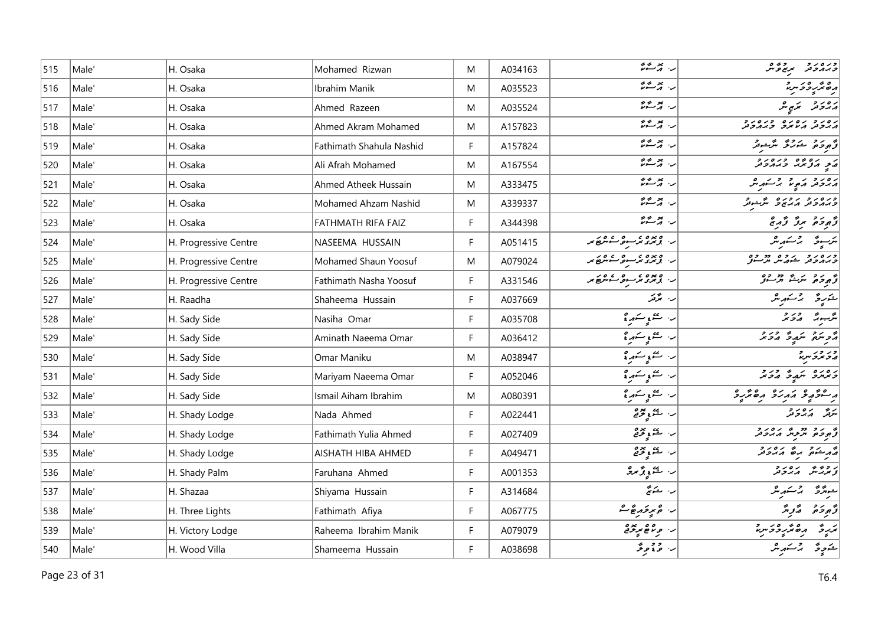| | | | | | | | |
|---|---|---|---|---|---|---|---|
| 515 | Male' | H. Osaka | Mohamed Rizwan | M | A034163 | ހ. އޮސާކާ | މުޙައްމަދު ރިޟްވާން |
| 516 | Male' | H. Osaka | Ibrahim Manik | M | A035523 | ހ. އޮސާކާ | އިބްރާހީމްމަނިކު |
| 517 | Male' | H. Osaka | Ahmed Razeen | M | A035524 | ހ. އޮސާކާ | އަޙްމަދު ރަޒީން |
| 518 | Male' | H. Osaka | Ahmed Akram Mohamed | M | A157823 | ހ. އޮސާކާ | އަޙްމަދު އަކްރަމް މުޙައްމަދު |
| 519 | Male' | H. Osaka | Fathimath Shahula Nashid | F | A157824 | ހ. އޮސާކާ | ފާތިމަތު ޝަހުލާ ނާޝިދު |
| 520 | Male' | H. Osaka | Ali Afrah Mohamed | M | A167554 | ހ. އޮސާކާ | އަލީ އަފްރާހު މުޙައްމަދު |
| 521 | Male' | H. Osaka | Ahmed Atheek Hussain | M | A333475 | ހ. އޮސާކާ | އަޙްމަދު އަތީޤު ހުސައިން |
| 522 | Male' | H. Osaka | Mohamed Ahzam Nashid | M | A339337 | ހ. އޮސާކާ | މުޙައްމަދު އަޙްޒަމް ނާޝިދު |
| 523 | Male' | H. Osaka | FATHMATH RIFA FAIZ | F | A344398 | ހ. އޮސާކާ | ފާތިމަތު ރިފާ ފާއިޒު |
| 524 | Male' | H. Progressive Centre | NASEEMA HUSSAIN | F | A051415 | ހ. ޕްރޮގްރެސިވް ސެންޓަރ | ނަސީމާ ހުސައިން |
| 525 | Male' | H. Progressive Centre | Mohamed Shaun Yoosuf | M | A079024 | ހ. ޕްރޮގްރެސިވް ސެންޓަރ | މުޙައްމަދު ޝައުން ޔޫސުފު |
| 526 | Male' | H. Progressive Centre | Fathimath Nasha Yoosuf | F | A331546 | ހ. ޕްރޮގްރެސިވް ސެންޓަރ | ފާތިމަތު ނަޝާ ޔޫސުފު |
| 527 | Male' | H. Raadha | Shaheema Hussain | F | A037669 | ހ. ރާދާ | ޝަހީމާ ހުސައިން |
| 528 | Male' | H. Sady Side | Nasiha Omar | F | A035708 | ހ. ސޭޑީސައިޑް | ނާސިހާ އުމަރު |
| 529 | Male' | H. Sady Side | Aminath Naeema Omar | F | A036412 | ހ. ސޭޑީސައިޑް | އާމިނަތު ނައީމާ އުމަރު |
| 530 | Male' | H. Sady Side | Omar Maniku | M | A038947 | ހ. ސޭޑީސައިޑް | އުމަރުމަނިކު |
| 531 | Male' | H. Sady Side | Mariyam Naeema Omar | F | A052046 | ހ. ސޭޑީސައިޑް | މަރިޔަމް ނައީމާ އުމަރު |
| 532 | Male' | H. Sady Side | Ismail Aiham Ibrahim | M | A080391 | ހ. ސޭޑީސައިޑް | އިސްމާޢީލް އައިހަމް އިބްރާހީމް |
| 533 | Male' | H. Shady Lodge | Nada Ahmed | F | A022441 | ހ. ޝޭޑީލޮޖް | ނަދާ އަޙްމަދު |
| 534 | Male' | H. Shady Lodge | Fathimath Yulia Ahmed | F | A027409 | ހ. ޝޭޑީލޮޖް | ފާތިމަތު ޔޫލިއާ އަޙްމަދު |
| 535 | Male' | H. Shady Lodge | AISHATH HIBA AHMED | F | A049471 | ހ. ޝޭޑީލޮޖް | އާއިޝަތު ހިބާ އަޙްމަދު |
| 536 | Male' | H. Shady Palm | Faruhana Ahmed | F | A001353 | ހ. ޝޭޑީޕާމް | ފަރުހާނާ އަޙްމަދު |
| 537 | Male' | H. Shazaa | Shiyama Hussain | F | A314684 | ހ. ޝަޒާ | ޝިޔާމާ ހުސައިން |
| 538 | Male' | H. Three Lights | Fathimath Afiya | F | A067775 | ހ. ތްރީލައިޓްސް | ފާތިމަތު އާފިޔާ |
| 539 | Male' | H. Victory Lodge | Raheema Ibrahim Manik | F | A079079 | ހ. ވިކްޓްރީލޮޖް | ރަހީމާ އިބްރާހީމްމަނިކު |
| 540 | Male' | H. Wood Villa | Shameema Hussain | F | A038698 | ހ. ވުޑްވިލާ | ޝަމީމާ ހުސައިން |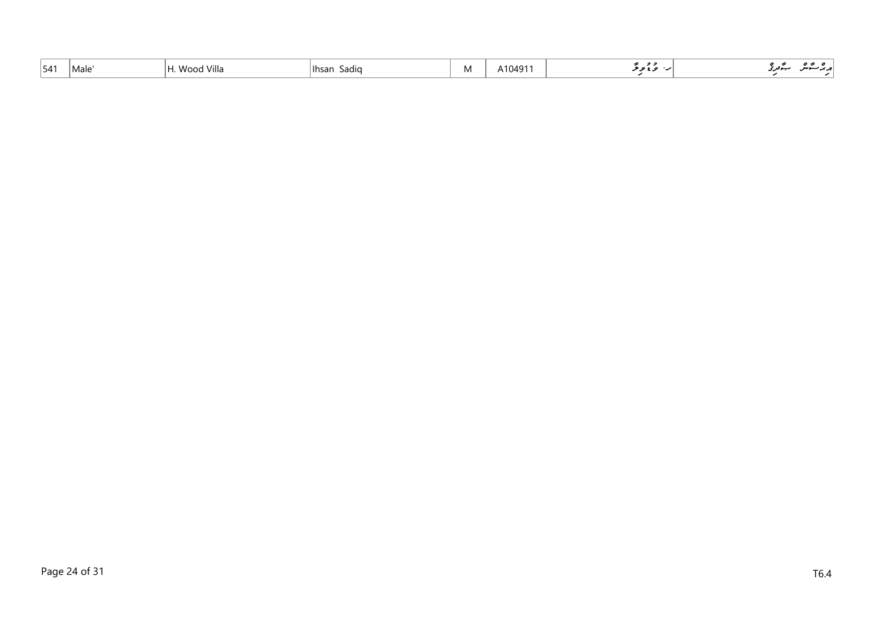| | | | | | | | |
|---|---|---|---|---|---|---|---|
| 541 | Male' | H. Wood Villa | Ihsan Sadiq | M | A104911 | ހ. ވުޑްވިލާ | އިޙްސާން ސާދިޤު |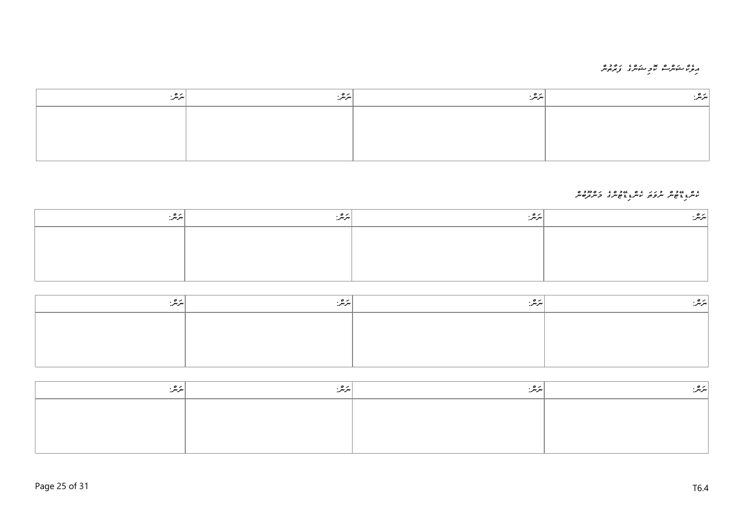# އިލެކްޝަންސް ކޮމިޝަންގެ ފަރާތުން

| ނަރަދ: | ނަރަދ: | ނަރަދ: | ނަރަދ: |
|---|---|---|---|
| | | | |

## ކައުންސިލް ނުވަތަ ކައުންސިލްތަކުގެ މަންދޫބުން

| ނަރަދ: | ނަރަދ: | ނަރަދ: | ނަރަދ: |
|---|---|---|---|
| | | | |

| ނަރަދ: | ނަރަދ: | ނަރަދ: | ނަރަދ: |
|---|---|---|---|
| | | | |

| ނަރަދ: | ނަރަދ: | ނަރަދ: | ނަރަދ: |
|---|---|---|---|
| | | | |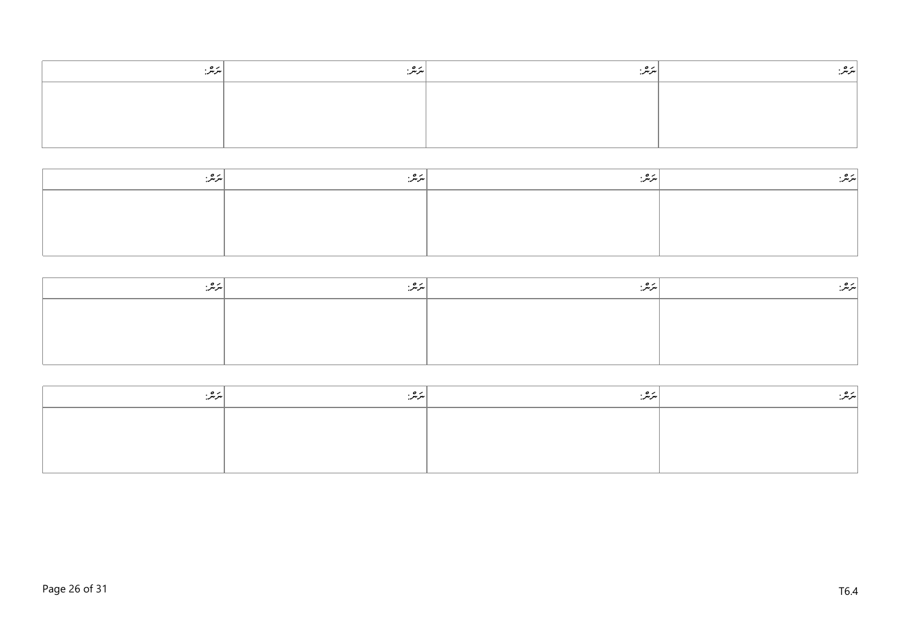| ނަރުދ: | ނަރުދ: | ނަރުދ: | ނަރުދ: |
| --- | --- | --- | --- |
| | | | |

| ނަރުދ: | ނަރުދ: | ނަރުދ: | ނަރުދ: |
| --- | --- | --- | --- |
| | | | |

| ނަރުދ: | ނަރުދ: | ނަރުދ: | ނަރުދ: |
| --- | --- | --- | --- |
| | | | |

| ނަރުދ: | ނަރުދ: | ނަރުދ: | ނަރުދ: |
| --- | --- | --- | --- |
| | | | |

T6.4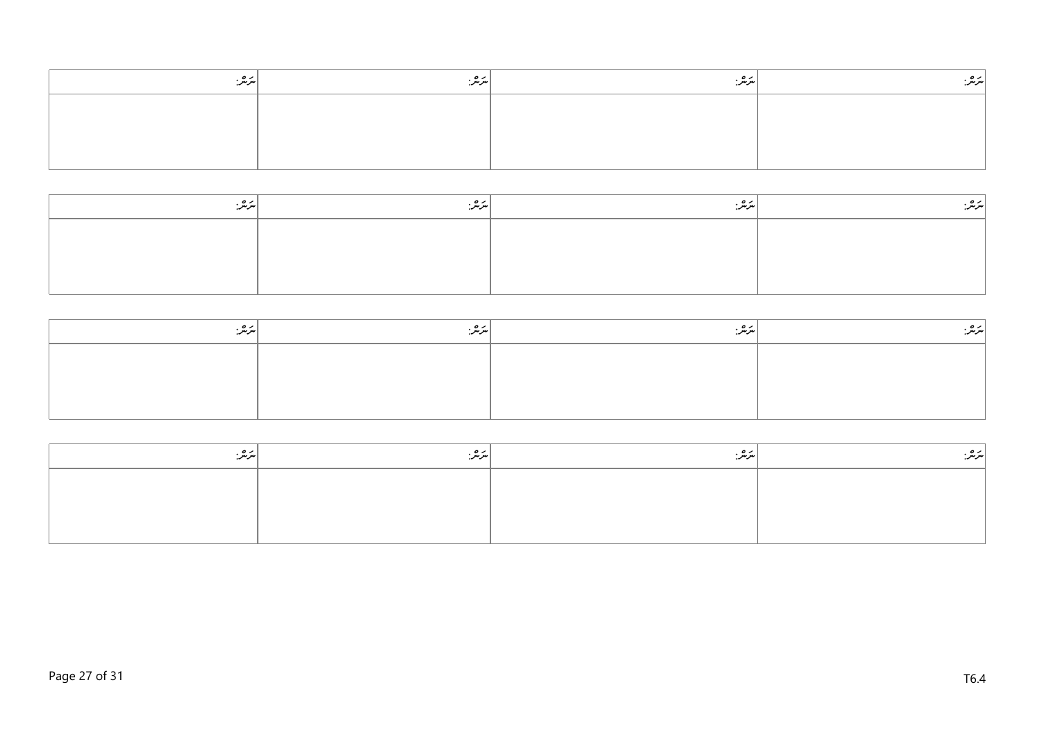| ىَرىدٌ: | ىَرىدٌ: | ىَرىدٌ: | ىَرىدٌ: |
| --- | --- | --- | --- |
| | | | |

| ىَرىدٌ: | ىَرىدٌ: | ىَرىدٌ: | ىَرىدٌ: |
| --- | --- | --- | --- |
| | | | |

| ىَرىدٌ: | ىَرىدٌ: | ىَرىدٌ: | ىَرىدٌ: |
| --- | --- | --- | --- |
| | | | |

| ىَرىدٌ: | ىَرىدٌ: | ىَرىدٌ: | ىَرىدٌ: |
| --- | --- | --- | --- |
| | | | |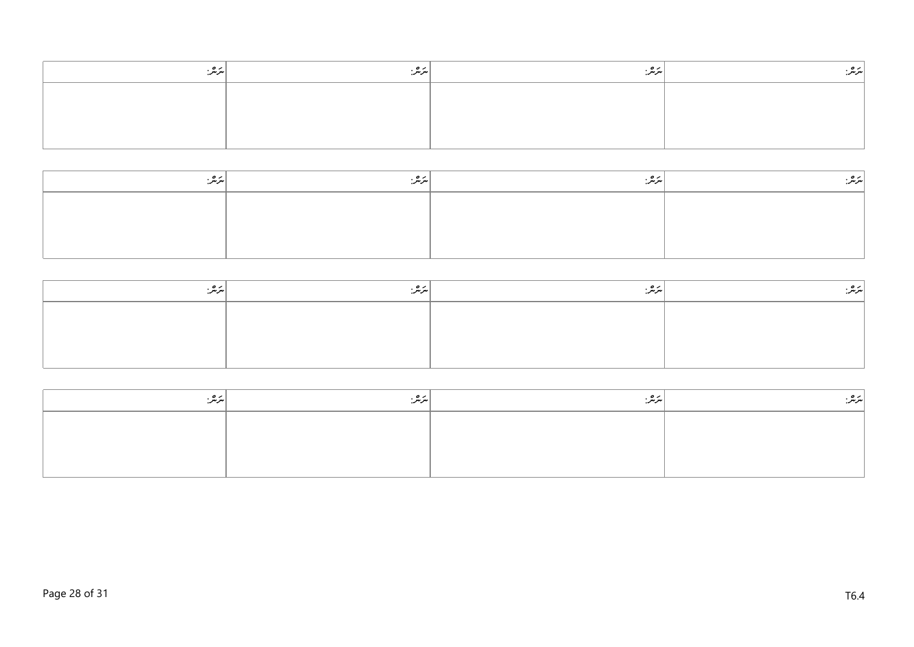| ىَرَسْ: | ىَرَسْ: | ىَرَسْ: | ىَرَسْ: |
| --- | --- | --- | --- |
| | | | |

| ىَرَسْ: | ىَرَسْ: | ىَرَسْ: | ىَرَسْ: |
| --- | --- | --- | --- |
| | | | |

| ىَرَسْ: | ىَرَسْ: | ىَرَسْ: | ىَرَسْ: |
| --- | --- | --- | --- |
| | | | |

| ىَرَسْ: | ىَرَسْ: | ىَرَسْ: | ىَرَسْ: |
| --- | --- | --- | --- |
| | | | |

T6.4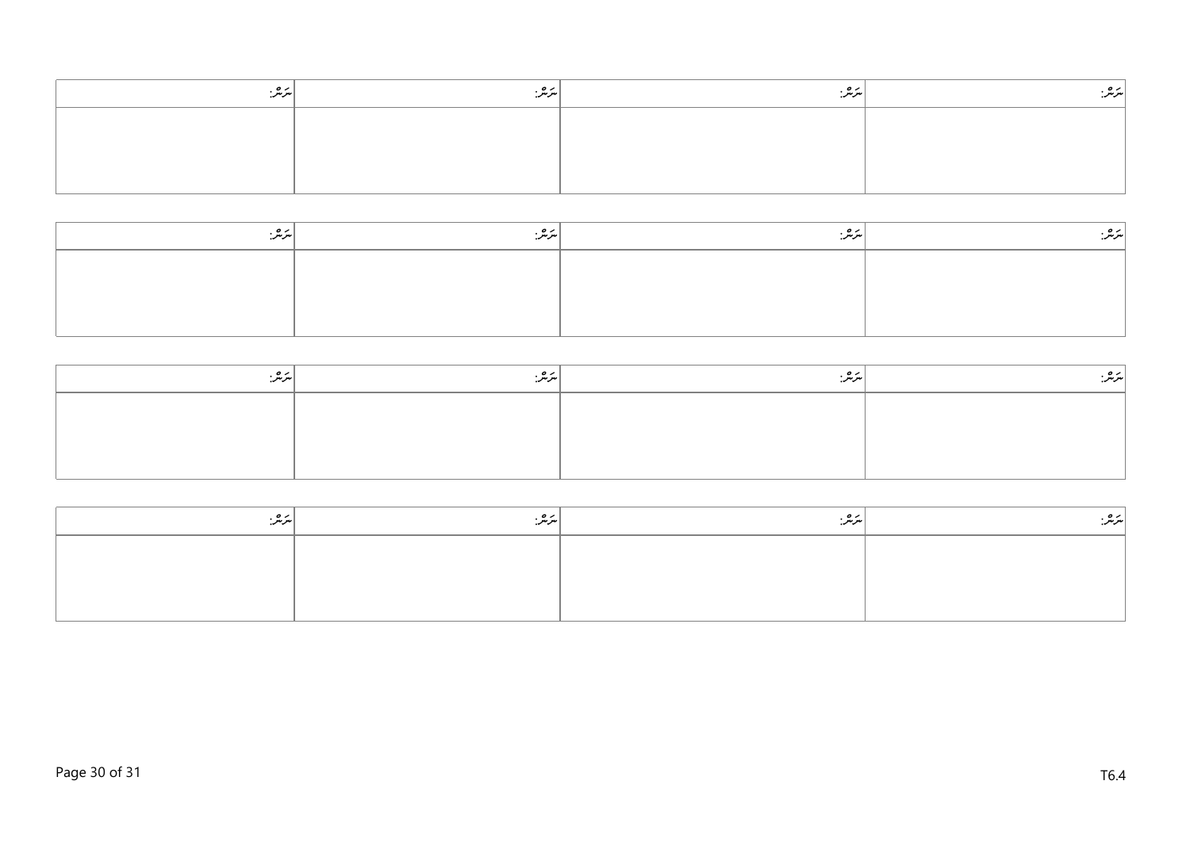| ނަރުދ: | ނަރުދ: | ނަރުދ: | ނަރުދ: |
| --- | --- | --- | --- |
| | | | |

| ނަރުދ: | ނަރުދ: | ނަރުދ: | ނަރުދ: |
| --- | --- | --- | --- |
| | | | |

| ނަރުދ: | ނަރުދ: | ނަރުދ: | ނަރުދ: |
| --- | --- | --- | --- |
| | | | |

| ނަރުދ: | ނަރުދ: | ނަރުދ: | ނަރުދ: |
| --- | --- | --- | --- |
| | | | |

T6.4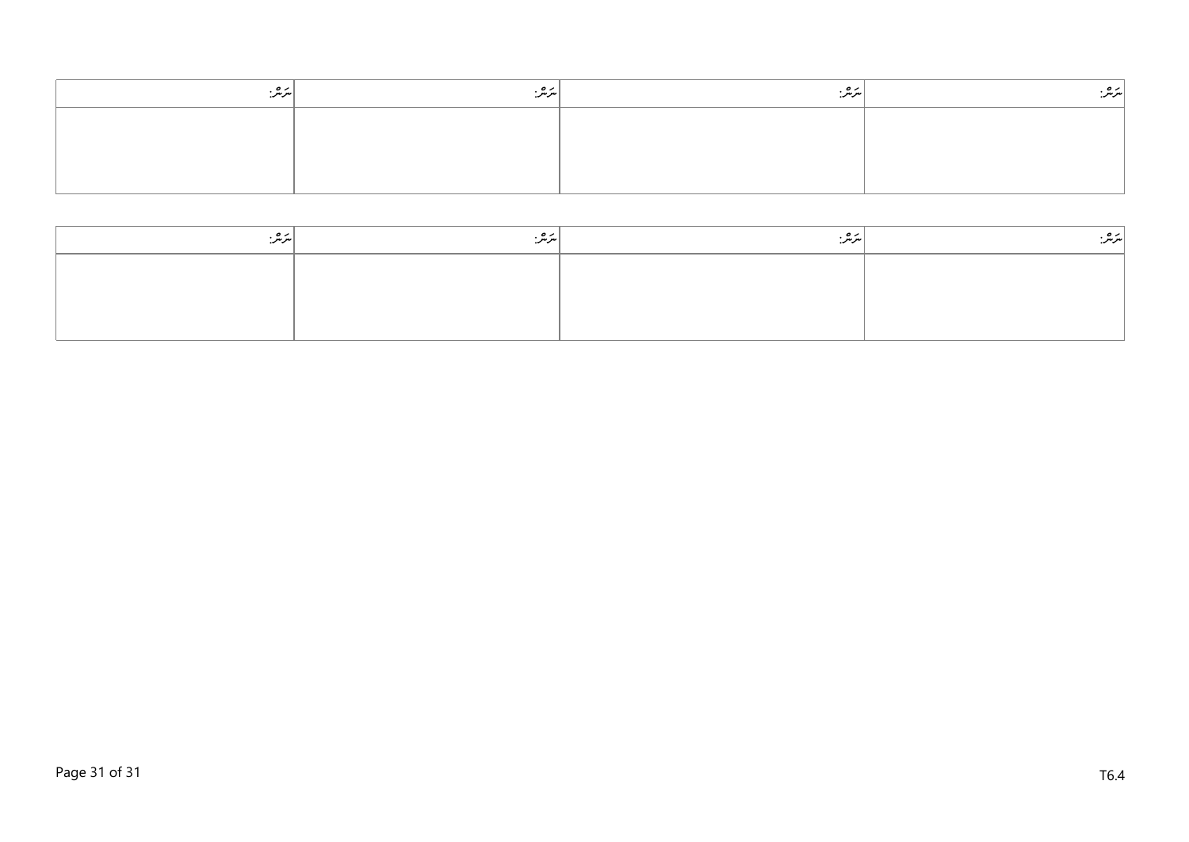| ޝަރުޙަ: | ޝަރުޙަ: | ޝަރުޙަ: | ޝަރުޙަ: |
| --- | --- | --- | --- |
| | | | |

| ޝަރުޙަ: | ޝަރުޙަ: | ޝަރުޙަ: | ޝަރުޙަ: |
| --- | --- | --- | --- |
| | | | |

T6.4